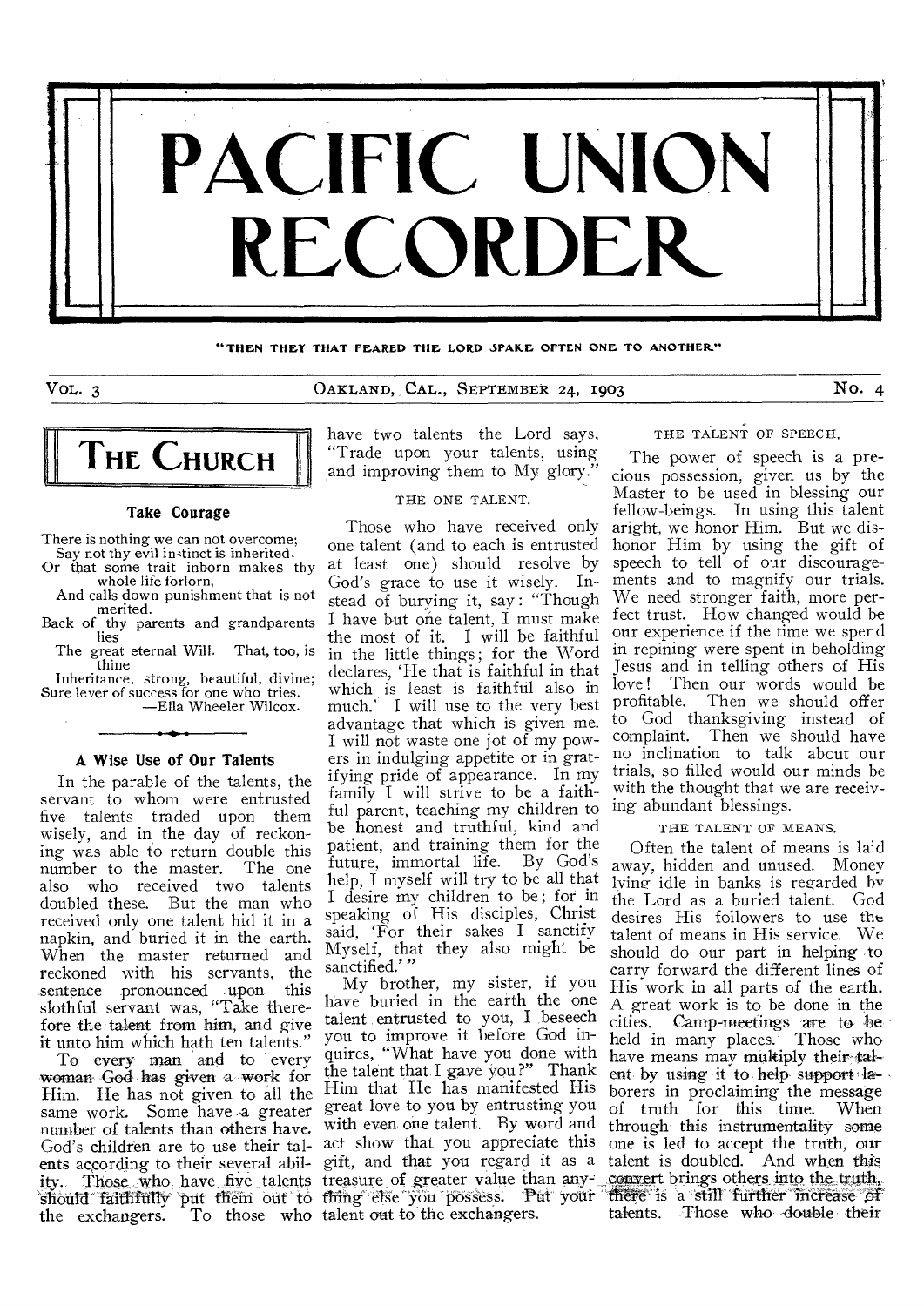# PACIFIC UNION RECORDER

"THEN THEY THAT FEARED THE LORD SPAKE OFTEN ONE TO ANOTHER"

VOL. 3 — OAKLAND, CAL., SEPTEMBER 24, 1903 — No. 4

## THE CHURCH

### Take Courage

There is nothing we can not overcome;
Say not thy evil instinct is inherited,
Or that some trait inborn makes thy whole life forlorn,
And calls down punishment that is not merited.
Back of thy parents and grandparents lies
The great eternal Will. That, too, is thine
Inheritance, strong, beautiful, divine;
Sure lever of success for one who tries.

—Ella Wheeler Wilcox.

### A Wise Use of Our Talents

In the parable of the talents, the servant to whom were entrusted five talents traded upon them wisely, and in the day of reckoning was able to return double this number to the master. The one also who received two talents doubled these. But the man who received only one talent hid it in a napkin, and buried it in the earth. When the master returned and reckoned with his servants, the sentence pronounced upon this slothful servant was, "Take therefore the talent from him, and give it unto him which hath ten talents."

To every man and to every woman God has given a work for Him. He has not given to all the same work. Some have a greater number of talents than others have. God's children are to use their talents according to their several ability. Those who have five talents should faithfully put them out to the exchangers. To those who have two talents the Lord says, "Trade upon your talents, using and improving them to My glory."

THE ONE TALENT.

Those who have received only one talent (and to each is entrusted at least one) should resolve by God's grace to use it wisely. Instead of burying it, say: "Though I have but one talent, I must make the most of it. I will be faithful in the little things; for the Word declares, 'He that is faithful in that which is least is faithful also in much.' I will use to the very best advantage that which is given me. I will not waste one jot of my powers in indulging appetite or in gratifying pride of appearance. In my family I will strive to be a faithful parent, teaching my children to be honest and truthful, kind and patient, and training them for the future, immortal life. By God's help, I myself will try to be all that I desire my children to be; for in speaking of His disciples, Christ said, 'For their sakes I sanctify Myself, that they also might be sanctified.'"

My brother, my sister, if you have buried in the earth the one talent entrusted to you, I beseech you to improve it before God inquires, "What have you done with the talent that I gave you?" Thank Him that He has manifested His great love to you by entrusting you with even one talent. By word and act show that you appreciate this gift, and that you regard it as a treasure of greater value than anything else you possess. Put your talent out to the exchangers.

THE TALENT OF SPEECH.

The power of speech is a precious possession, given us by the Master to be used in blessing our fellow-beings. In using this talent aright, we honor Him. But we dishonor Him by using the gift of speech to tell of our discouragements and to magnify our trials. We need stronger faith, more perfect trust. How changed would be our experience if the time we spend in repining were spent in beholding Jesus and in telling others of His love! Then our words would be profitable. Then we should offer to God thanksgiving instead of complaint. Then we should have no inclination to talk about our trials, so filled would our minds be with the thought that we are receiving abundant blessings.

THE TALENT OF MEANS.

Often the talent of means is laid away, hidden and unused. Money lying idle in banks is regarded by the Lord as a buried talent. God desires His followers to use the talent of means in His service. We should do our part in helping to carry forward the different lines of His work in all parts of the earth. A great work is to be done in the cities. Camp-meetings are to be held in many places. Those who have means may multiply their talent by using it to help support laborers in proclaiming the message of truth for this time. When through this instrumentality some one is led to accept the truth, our talent is doubled. And when this convert brings others into the truth, there is a still further increase of talents. Those who double their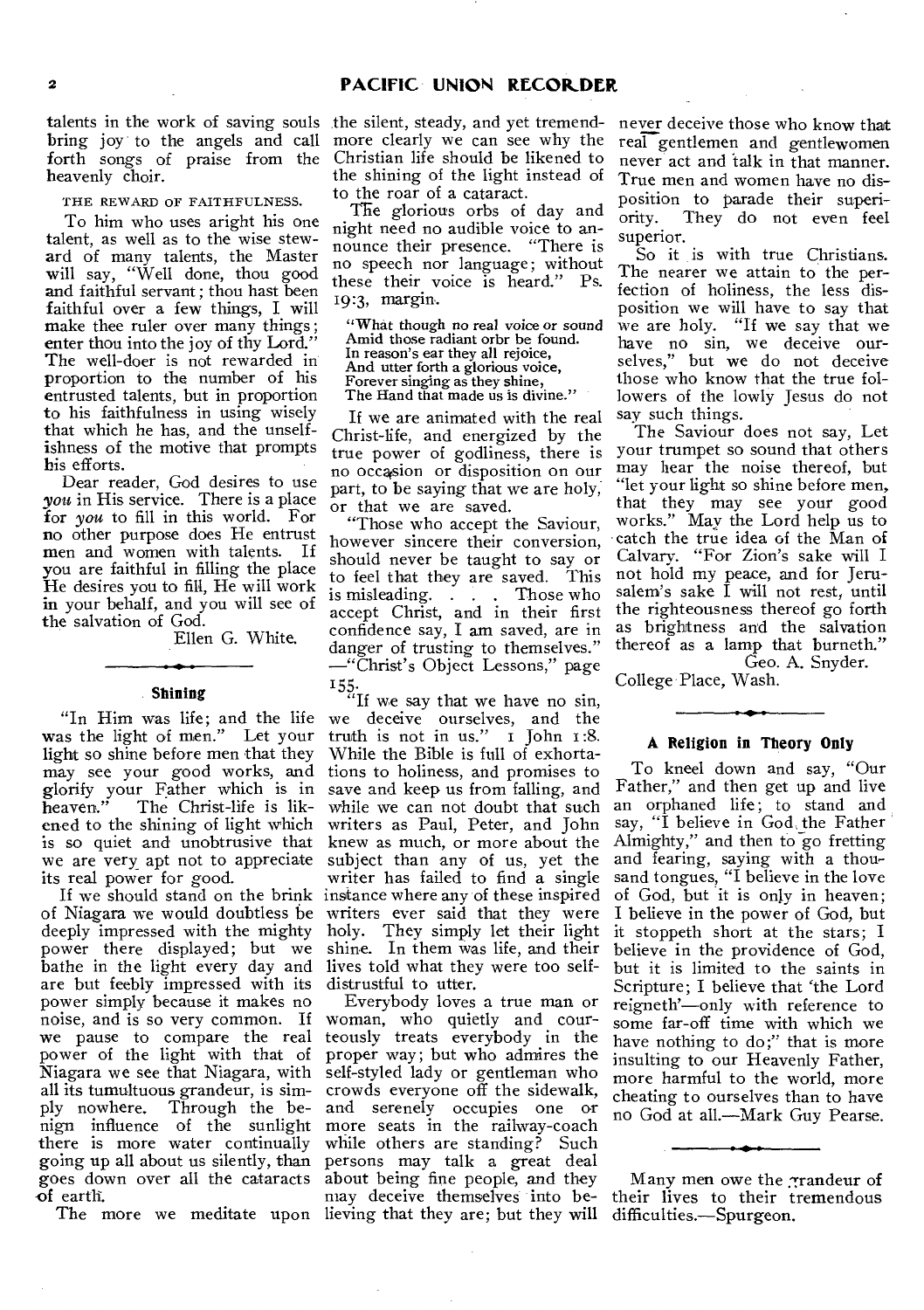talents in the work of saving souls bring joy to the angels and call forth songs of praise from the heavenly choir.

THE REWARD OF FAITHFULNESS.

To him who uses aright his one talent, as well as to the wise steward of many talents, the Master will say, "Well done, thou good and faithful servant; thou hast been faithful over a few things, I will make thee ruler over many things; enter thou into the joy of thy Lord." The well-doer is not rewarded in proportion to the number of his entrusted talents, but in proportion to his faithfulness in using wisely that which he has, and the unselfishness of the motive that prompts his efforts.

Dear reader, God desires to use *you* in His service. There is a place for *you* to fill in this world. For no other purpose does He entrust men and women with talents. If you are faithful in filling the place He desires you to fill, He will work in your behalf, and you will see of the salvation of God.

Ellen G. White.

---

## Shining

"In Him was life; and the life was the light of men." Let your light so shine before men that they may see your good works, and glorify your Father which is in heaven." The Christ-life is likened to the shining of light which is so quiet and unobtrusive that we are very apt not to appreciate its real power for good.

If we should stand on the brink of Niagara we would doubtless be deeply impressed with the mighty power there displayed; but we bathe in the light every day and are but feebly impressed with its power simply because it makes no noise, and is so very common. If we pause to compare the real power of the light with that of Niagara we see that Niagara, with all its tumultuous grandeur, is simply nowhere. Through the benign influence of the sunlight there is more water continually going up all about us silently, than goes down over all the cataracts of earth.

The more we meditate upon the silent, steady, and yet tremendous power of the light, the more clearly we can see why the Christian life should be likened to the shining of the light instead of to the roar of a cataract.

The glorious orbs of day and night need no audible voice to announce their presence. "There is no speech nor language; without these their voice is heard." Ps. 19:3, margin.

"What though no real voice or sound
Amid those radiant orbr be found.
In reason's ear they all rejoice,
And utter forth a glorious voice,
Forever singing as they shine,
The Hand that made us is divine."

If we are animated with the real Christ-life, and energized by the true power of godliness, there is no occasion or disposition on our part, to be saying that we are holy, or that we are saved.

"Those who accept the Saviour, however sincere their conversion, should never be taught to say or to feel that they are saved. This is misleading. . . . Those who accept Christ, and in their first confidence say, I am saved, are in danger of trusting to themselves." —"Christ's Object Lessons," page 155.

"If we say that we have no sin, we deceive ourselves, and the truth is not in us." 1 John 1:8. While the Bible is full of exhortations to holiness, and promises to save and keep us from falling, and while we can not doubt that such writers as Paul, Peter, and John knew as much, or more about the subject than any of us, yet the writer has failed to find a single instance where any of these inspired writers ever said that they were holy. They simply let their light shine. In them was life, and their lives told what they were too self-distrustful to utter.

Everybody loves a true man or woman, who quietly and courteously treats everybody in the proper way; but who admires the self-styled lady or gentleman who crowds everyone off the sidewalk, and serenely occupies one or more seats in the railway-coach while others are standing? Such persons may talk a great deal about being fine people, and they may deceive themselves into believing that they are; but they will never deceive those who know that real gentlemen and gentlewomen never act and talk in that manner. True men and women have no disposition to parade their superiority. They do not even feel superior.

So it is with true Christians. The nearer we attain to the perfection of holiness, the less disposition we will have to say that we are holy. "If we say that we have no sin, we deceive ourselves," but we do not deceive those who know that the true followers of the lowly Jesus do not say such things.

The Saviour does not say, Let your trumpet so sound that others may hear the noise thereof, but "let your light so shine before men, that they may see your good works." May the Lord help us to catch the true idea of the Man of Calvary. "For Zion's sake will I not hold my peace, and for Jerusalem's sake I will not rest, until the righteousness thereof go forth as brightness and the salvation thereof as a lamp that burneth."

Geo. A. Snyder.

College Place, Wash.

---

## A Religion in Theory Only

To kneel down and say, "Our Father," and then get up and live an orphaned life; to stand and say, "I believe in God, the Father Almighty," and then to go fretting and fearing, saying with a thousand tongues, "I believe in the love of God, but it is only in heaven; I believe in the power of God, but it stoppeth short at the stars; I believe in the providence of God, but it is limited to the saints in Scripture; I believe that 'the Lord reigneth'—only with reference to some far-off time with which we have nothing to do;" that is more insulting to our Heavenly Father, more harmful to the world, more cheating to ourselves than to have no God at all.—Mark Guy Pearse.

---

Many men owe the grandeur of their lives to their tremendous difficulties.—Spurgeon.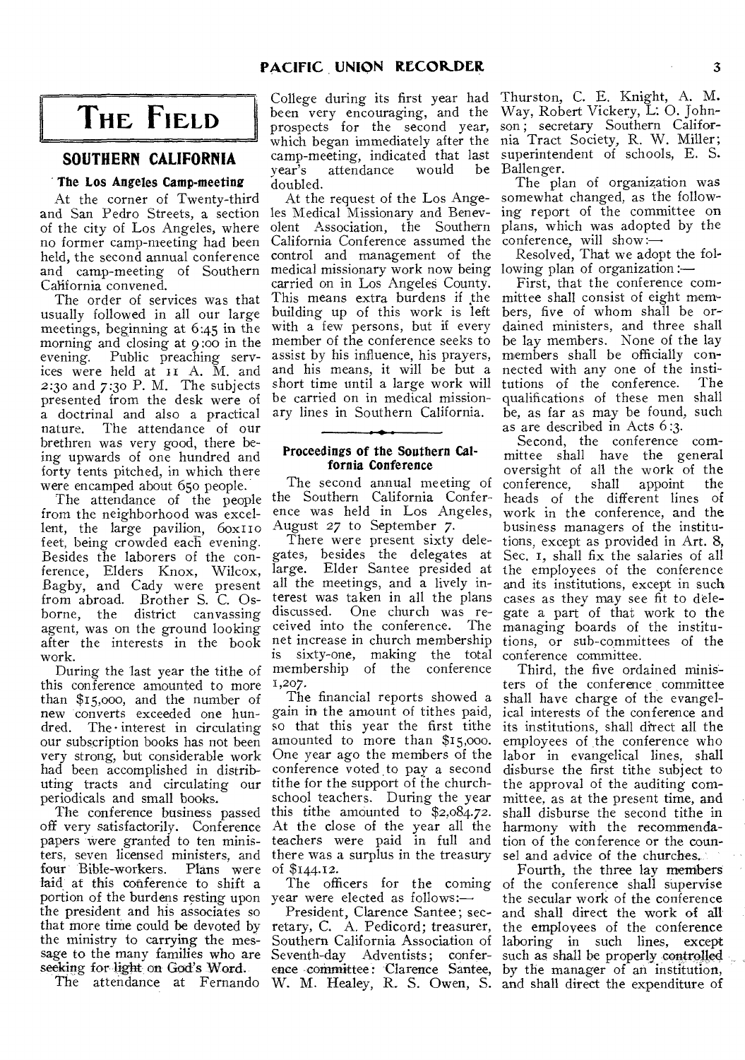# THE FIELD

## SOUTHERN CALIFORNIA

### The Los Angeles Camp-meeting

At the corner of Twenty-third and San Pedro Streets, a section of the city of Los Angeles, where no former camp-meeting had been held, the second annual conference and camp-meeting of Southern California convened.

The order of services was that usually followed in all our large meetings, beginning at 6:45 in the morning and closing at 9:00 in the evening. Public preaching services were held at 11 A. M. and 2:30 and 7:30 P. M. The subjects presented from the desk were of a doctrinal and also a practical nature. The attendance of our brethren was very good, there being upwards of one hundred and forty tents pitched, in which there were encamped about 650 people.

The attendance of the people from the neighborhood was excellent, the large pavilion, 60x110 feet, being crowded each evening. Besides the laborers of the conference, Elders Knox, Wilcox, Bagby, and Cady were present from abroad. Brother S. C. Osborne, the district canvassing agent, was on the ground looking after the interests in the book work.

During the last year the tithe of this conference amounted to more than $15,000, and the number of new converts exceeded one hundred. The interest in circulating our subscription books has not been very strong, but considerable work had been accomplished in distributing tracts and circulating our periodicals and small books.

The conference business passed off very satisfactorily. Conference papers were granted to ten ministers, seven licensed ministers, and four Bible-workers. Plans were laid at this conference to shift a portion of the burdens resting upon the president and his associates so that more time could be devoted by the ministry to carrying the message to the many families who are seeking for light on God's Word.

The attendance at Fernando College during its first year had been very encouraging, and the prospects for the second year, which began immediately after the camp-meeting, indicated that last year's attendance would be doubled.

At the request of the Los Angeles Medical Missionary and Benevolent Association, the Southern California Conference assumed the control and management of the medical missionary work now being carried on in Los Angeles County. This means extra burdens if the building up of this work is left with a few persons, but if every member of the conference seeks to assist by his influence, his prayers, and his means, it will be but a short time until a large work will be carried on in medical missionary lines in Southern California.

---

### Proceedings of the Southern California Conference

The second annual meeting of the Southern California Conference was held in Los Angeles, August 27 to September 7.

There were present sixty delegates, besides the delegates at large. Elder Santee presided at all the meetings, and a lively interest was taken in all the plans discussed. One church was received into the conference. The net increase in church membership is sixty-one, making the total membership of the conference 1,207.

The financial reports showed a gain in the amount of tithes paid, so that this year the first tithe amounted to more than $15,000. One year ago the members of the conference voted to pay a second tithe for the support of the church-school teachers. During the year this tithe amounted to $2,084.72. At the close of the year all the teachers were paid in full and there was a surplus in the treasury of $144.12.

The officers for the coming year were elected as follows:—

President, Clarence Santee; secretary, C. A. Pedicord; treasurer, Southern California Association of Seventh-day Adventists; conference committee: Clarence Santee, W. M. Healey, R. S. Owen, S. Thurston, C. E. Knight, A. M. Way, Robert Vickery, L. O. Johnson; secretary Southern California Tract Society, R. W. Miller; superintendent of schools, E. S. Ballenger.

The plan of organization was somewhat changed, as the following report of the committee on plans, which was adopted by the conference, will show:—

Resolved, That we adopt the following plan of organization:—

First, that the conference committee shall consist of eight members, five of whom shall be ordained ministers, and three shall be lay members. None of the lay members shall be officially connected with any one of the institutions of the conference. The qualifications of these men shall be, as far as may be found, such as are described in Acts 6:3.

Second, the conference committee shall have the general oversight of all the work of the conference, shall appoint the heads of the different lines of work in the conference, and the business managers of the institutions, except as provided in Art. 8, Sec. 1, shall fix the salaries of all the employees of the conference and its institutions, except in such cases as they may see fit to delegate a part of that work to the managing boards of the institutions, or sub-committees of the conference committee.

Third, the five ordained ministers of the conference committee shall have charge of the evangelical interests of the conference and its institutions, shall direct all the employees of the conference who labor in evangelical lines, shall disburse the first tithe subject to the approval of the auditing committee, as at the present time, and shall disburse the second tithe in harmony with the recommendation of the conference or the counsel and advice of the churches.

Fourth, the three lay members of the conference shall supervise the secular work of the conference and shall direct the work of all the employees of the conference laboring in such lines, except such as shall be properly controlled by the manager of an institution, and shall direct the expenditure of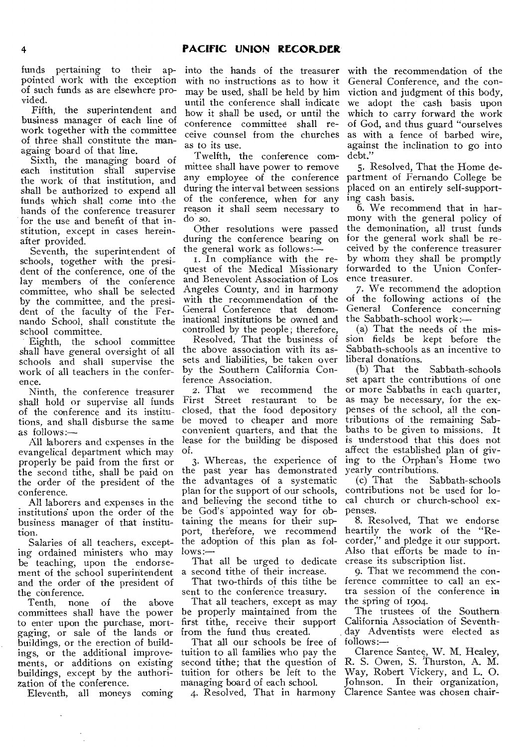funds pertaining to their appointed work with the exception of such funds as are elsewhere provided.

Fifth, the superintendent and business manager of each line of work together with the committee of three shall constitute the managing board of that line.

Sixth, the managing board of each institution shall supervise the work of that institution, and shall be authorized to expend all funds which shall come into the hands of the conference treasurer for the use and benefit of that institution, except in cases hereinafter provided.

Seventh, the superintendent of schools, together with the president of the conference, one of the lay members of the conference committee, who shall be selected by the committee, and the president of the faculty of the Fernando School, shall constitute the school committee.

Eighth, the school committee shall have general oversight of all schools and shall supervise the work of all teachers in the conference.

Ninth, the conference treasurer shall hold or supervise all funds of the conference and its institutions, and shall disburse the same as follows:—

All laborers and expenses in the evangelical department which may properly be paid from the first or the second tithe, shall be paid on the order of the president of the conference.

All laborers and expenses in the institutions upon the order of the business manager of that institution.

Salaries of all teachers, excepting ordained ministers who may be teaching, upon the endorsement of the school superintendent and the order of the president of the conference.

Tenth, none of the above committees shall have the power to enter upon the purchase, mortgaging, or sale of the lands or buildings, or the erection of buildings, or the additional improvements, or additions on existing buildings, except by the authorization of the conference.

Eleventh, all moneys coming into the hands of the treasurer with no instructions as to how it may be used, shall be held by him until the conference shall indicate how it shall be used, or until the conference committee shall receive counsel from the churches as to its use.

Twelfth, the conference committee shall have power to remove any employee of the conference during the interval between sessions of the conference, when for any reason it shall seem necessary to do so.

Other resolutions were passed during the conference bearing on the general work as follows:—

1. In compliance with the request of the Medical Missionary and Benevolent Association of Los Angeles County, and in harmony with the recommendation of the General Conference that denominational institutions be owned and controlled by the people; therefore,

Resolved, That the business of the above association with its assets and liabilities, be taken over by the Southern California Conference Association.

2. That we recommend the First Street restaurant to be closed, that the food depository be moved to cheaper and more convenient quarters, and that the lease for the building be disposed of.

3. Whereas, the experience of the past year has demonstrated the advantages of a systematic plan for the support of our schools, and believing the second tithe to be God's appointed way for obtaining the means for their support, therefore, we recommend the adoption of this plan as follows:—

That all be urged to dedicate a second tithe of their increase.

That two-thirds of this tithe be sent to the conference treasury.

That all teachers, except as may be properly maintained from the first tithe, receive their support from the fund thus created.

That all our schools be free of tuition to all families who pay the second tithe; that the question of tuition for others be left to the managing board of each school.

4. Resolved, That in harmony with the recommendation of the General Conference, and the conviction and judgment of this body, we adopt the cash basis upon which to carry forward the work of God, and thus guard "ourselves as with a fence of barbed wire, against the inclination to go into debt."

5. Resolved, That the Home department of Fernando College be placed on an entirely self-supporting cash basis.

6. We recommend that in harmony with the general policy of the demonination, all trust funds for the general work shall be received by the conference treasurer by whom they shall be promptly forwarded to the Union Conference treasurer.

7. We recommend the adoption of the following actions of the General Conference concerning the Sabbath-school work:—

(a) That the needs of the mission fields be kept before the Sabbath-schools as an incentive to liberal donations.

(b) That the Sabbath-schools set apart the contributions of one or more Sabbaths in each quarter, as may be necessary, for the expenses of the school, all the contributions of the remaining Sabbaths to be given to missions. It is understood that this does not affect the established plan of giving to the Orphan's Home two yearly contributions.

(c) That the Sabbath-schools contributions not be used for local church or church-school expenses.

8. Resolved, That we endorse heartily the work of the "Recorder," and pledge it our support. Also that efforts be made to increase its subscription list.

9. That we recommend the conference committee to call an extra session of the conference in the spring of 1904.

The trustees of the Southern California Association of Seventh-day Adventists were elected as follows:—

Clarence Santee, W. M. Healey, R. S. Owen, S. Thurston, A. M. Way, Robert Vickery, and L. O. Johnson. In their organization, Clarence Santee was chosen chair-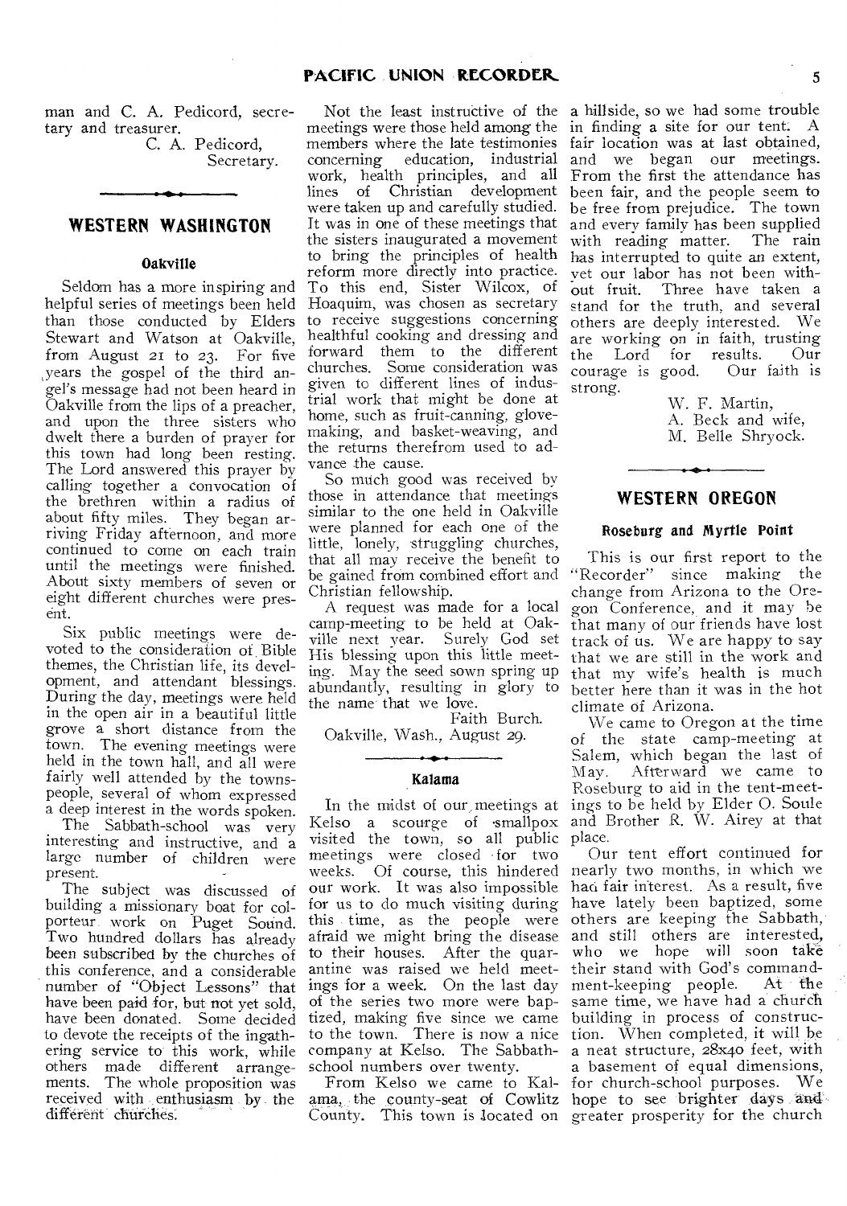man and C. A. Pedicord, secretary and treasurer.

C. A. Pedicord,
Secretary.

## WESTERN WASHINGTON

### Oakville

Seldom has a more inspiring and helpful series of meetings been held than those conducted by Elders Stewart and Watson at Oakville, from August 21 to 23. For five years the gospel of the third angel's message had not been heard in Oakville from the lips of a preacher, and upon the three sisters who dwelt there a burden of prayer for this town had long been resting. The Lord answered this prayer by calling together a convocation of the brethren within a radius of about fifty miles. They began arriving Friday afternoon, and more continued to come on each train until the meetings were finished. About sixty members of seven or eight different churches were present.

Six public meetings were devoted to the consideration of Bible themes, the Christian life, its development, and attendant blessings. During the day, meetings were held in the open air in a beautiful little grove a short distance from the town. The evening meetings were held in the town hall, and all were fairly well attended by the townspeople, several of whom expressed a deep interest in the words spoken.

The Sabbath-school was very interesting and instructive, and a large number of children were present.

The subject was discussed of building a missionary boat for colporteur work on Puget Sound. Two hundred dollars has already been subscribed by the churches of this conference, and a considerable number of "Object Lessons" that have been paid for, but not yet sold, have been donated. Some decided to devote the receipts of the ingathering service to this work, while others made different arrangements. The whole proposition was received with enthusiasm by the different churches.

Not the least instructive of the meetings were those held among the members where the late testimonies concerning education, industrial work, health principles, and all lines of Christian development were taken up and carefully studied. It was in one of these meetings that the sisters inaugurated a movement to bring the principles of health reform more directly into practice. To this end, Sister Wilcox, of Hoaquim, was chosen as secretary to receive suggestions concerning healthful cooking and dressing and forward them to the different churches. Some consideration was given to different lines of industrial work that might be done at home, such as fruit-canning, glove-making, and basket-weaving, and the returns therefrom used to advance the cause.

So much good was received by those in attendance that meetings similar to the one held in Oakville were planned for each one of the little, lonely, struggling churches, that all may receive the benefit to be gained from combined effort and Christian fellowship.

A request was made for a local camp-meeting to be held at Oakville next year. Surely God set His blessing upon this little meeting. May the seed sown spring up abundantly, resulting in glory to the name that we love.

Faith Burch.

Oakville, Wash., August 29.

### Kalama

In the midst of our meetings at Kelso a scourge of smallpox visited the town, so all public meetings were closed for two weeks. Of course, this hindered our work. It was also impossible for us to do much visiting during this time, as the people were afraid we might bring the disease to their houses. After the quarantine was raised we held meetings for a week. On the last day of the series two more were baptized, making five since we came to the town. There is now a nice company at Kelso. The Sabbath-school numbers over twenty.

From Kelso we came to Kalama, the county-seat of Cowlitz County. This town is located on a hillside, so we had some trouble in finding a site for our tent. A fair location was at last obtained, and we began our meetings. From the first the attendance has been fair, and the people seem to be free from prejudice. The town and every family has been supplied with reading matter. The rain has interrupted to quite an extent, yet our labor has not been without fruit. Three have taken a stand for the truth, and several others are deeply interested. We are working on in faith, trusting the Lord for results. Our courage is good. Our faith is strong.

W. F. Martin,
A. Beck and wife,
M. Belle Shryock.

## WESTERN OREGON

### Roseburg and Myrtle Point

This is our first report to the "Recorder" since making the change from Arizona to the Oregon Conference, and it may be that many of our friends have lost track of us. We are happy to say that we are still in the work and that my wife's health is much better here than it was in the hot climate of Arizona.

We came to Oregon at the time of the state camp-meeting at Salem, which began the last of May. Afterward we came to Roseburg to aid in the tent-meetings to be held by Elder O. Soule and Brother R. W. Airey at that place.

Our tent effort continued for nearly two months, in which we had fair interest. As a result, five have lately been baptized, some others are keeping the Sabbath, and still others are interested, who we hope will soon take their stand with God's commandment-keeping people. At the same time, we have had a church building in process of construction. When completed, it will be a neat structure, 28x40 feet, with a basement of equal dimensions, for church-school purposes. We hope to see brighter days and greater prosperity for the church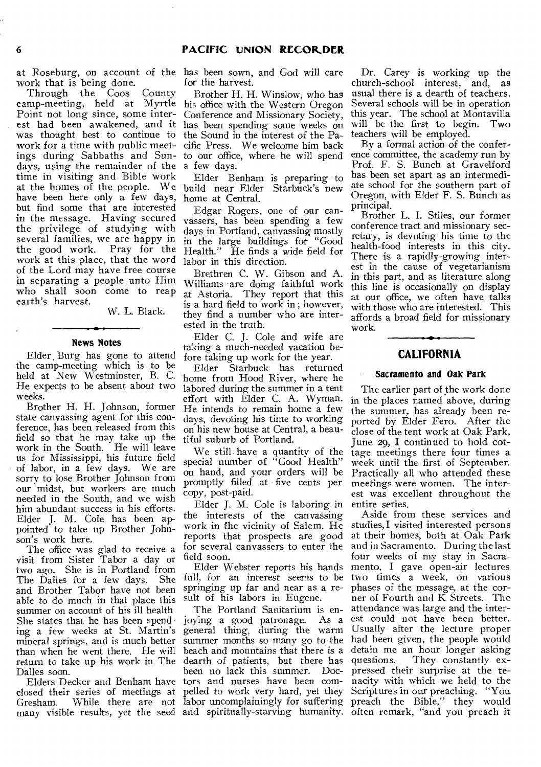at Roseburg, on account of the work that is being done.

Through the Coos County camp-meeting, held at Myrtle Point not long since, some interest had been awakened, and it was thought best to continue to work for a time with public meetings during Sabbaths and Sundays, using the remainder of the time in visiting and Bible work at the homes of the people. We have been here only a few days, but find some that are interested in the message. Having secured the privilege of studying with several families, we are happy in the good work. Pray for the work at this place, that the word of the Lord may have free course in separating a people unto Him who shall soon come to reap earth's harvest.

W. L. Black.

### News Notes

Elder Burg has gone to attend the camp-meeting which is to be held at New Westminster, B. C. He expects to be absent about two weeks.

Brother H. H. Johnson, former state canvassing agent for this conference, has been released from this field so that he may take up the work in the South. He will leave us for Mississippi, his future field of labor, in a few days. We are sorry to lose Brother Johnson from our midst, but workers are much needed in the South, and we wish him abundant success in his efforts. Elder J. M. Cole has been appointed to take up Brother Johnson's work here.

The office was glad to receive a visit from Sister Tabor a day or two ago. She is in Portland from The Dalles for a few days. She and Brother Tabor have not been able to do much in that place this summer on account of his ill health She states that he has been spending a few weeks at St. Martin's mineral springs, and is much better than when he went there. He will return to take up his work in The Dalles soon.

Elders Decker and Benham have closed their series of meetings at Gresham. While there are not many visible results, yet the seed has been sown, and God will care for the harvest.

Brother H. H. Winslow, who has his office with the Western Oregon Conference and Missionary Society, has been spending some weeks on the Sound in the interest of the Pacific Press. We welcome him back to our office, where he will spend a few days.

Elder Benham is preparing to build near Elder Starbuck's new home at Central.

Edgar Rogers, one of our canvassers, has been spending a few days in Portland, canvassing mostly in the large buildings for "Good Health." He finds a wide field for labor in this direction.

Brethren C. W. Gibson and A. Williams are doing faithful work at Astoria. They report that this is a hard field to work in; however, they find a number who are interested in the truth.

Elder C. J. Cole and wife are taking a much-needed vacation before taking up work for the year.

Elder Starbuck has returned home from Hood River, where he labored during the summer in a tent effort with Elder C. A. Wyman. He intends to remain home a few days, devoting his time to working on his new house at Central, a beautiful suburb of Portland.

We still have a quantity of the special number of "Good Health" on hand, and your orders will be promptly filled at five cents per copy, post-paid.

Elder J. M. Cole is laboring in the interests of the canvassing work in the vicinity of Salem. He reports that prospects are good for several canvassers to enter the field soon.

Elder Webster reports his hands full, for an interest seems to be springing up far and near as a result of his labors in Eugene.

The Portland Sanitarium is enjoying a good patronage. As a general thing, during the warm summer months so many go to the beach and mountains that there is a dearth of patients, but there has been no lack this summer. Doctors and nurses have been compelled to work very hard, yet they labor uncomplainingly for suffering and spiritually-starving humanity.

Dr. Carey is working up the church-school interest, and, as usual there is a dearth of teachers. Several schools will be in operation this year. The school at Montavilla will be the first to begin. Two teachers will be employed.

By a formal action of the conference committee, the academy run by Prof. F. S. Bunch at Gravelford has been set apart as an intermediate school for the southern part of Oregon, with Elder F. S. Bunch as principal.

Brother L. I. Stiles, our former conference tract and missionary secretary, is devoting his time to the health-food interests in this city. There is a rapidly-growing interest in the cause of vegetarianism in this part, and as literature along this line is occasionally on display at our office, we often have talks with those who are interested. This affords a broad field for missionary work.

## CALIFORNIA

### Sacramento and Oak Park

The earlier part of the work done in the places named above, during the summer, has already been reported by Elder Fero. After the close of the tent work at Oak Park, June 29, I continued to hold cottage meetings there four times a week until the first of September. Practically all who attended these meetings were women. The interest was excellent throughout the entire series.

Aside from these services and studies, I visited interested persons at their homes, both at Oak Park and in Sacramento. During the last four weeks of my stay in Sacramento, I gave open-air lectures two times a week, on various phases of the message, at the corner of Fourth and K Streets. The attendance was large and the interest could not have been better. Usually after the lecture proper had been given, the people would detain me an hour longer asking questions. They constantly expressed their surprise at the tenacity with which we held to the Scriptures in our preaching. "You preach the Bible," they would often remark, "and you preach it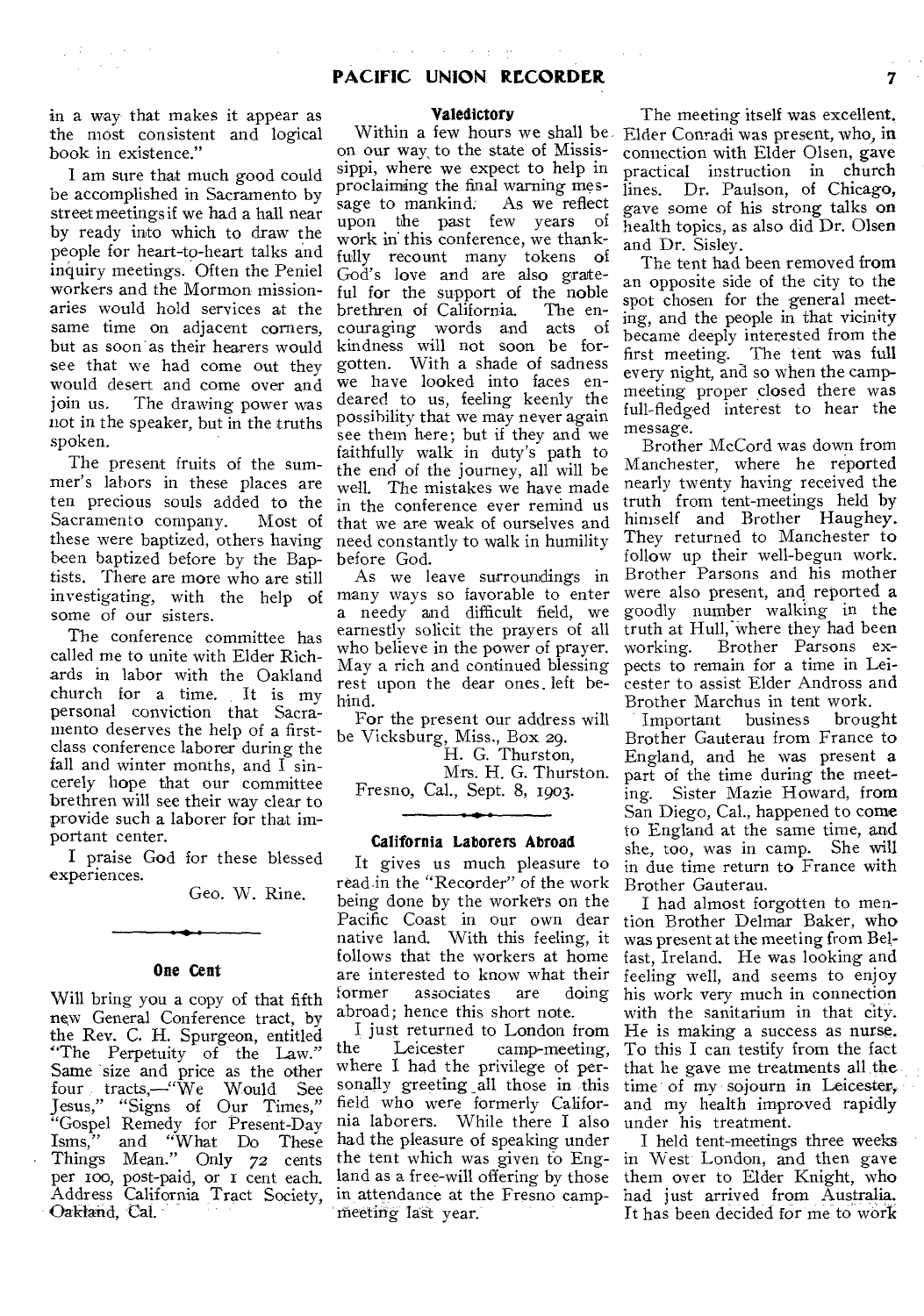in a way that makes it appear as the most consistent and logical book in existence."

I am sure that much good could be accomplished in Sacramento by street meetings if we had a hall near by ready into which to draw the people for heart-to-heart talks and inquiry meetings. Often the Peniel workers and the Mormon missionaries would hold services at the same time on adjacent corners, but as soon as their hearers would see that we had come out they would desert and come over and join us. The drawing power was not in the speaker, but in the truths spoken.

The present fruits of the summer's labors in these places are ten precious souls added to the Sacramento company. Most of these were baptized, others having been baptized before by the Baptists. There are more who are still investigating, with the help of some of our sisters.

The conference committee has called me to unite with Elder Richards in labor with the Oakland church for a time. It is my personal conviction that Sacramento deserves the help of a first-class conference laborer during the fall and winter months, and I sincerely hope that our committee brethren will see their way clear to provide such a laborer for that important center.

I praise God for these blessed experiences.

Geo. W. Rine.

### One Cent

Will bring you a copy of that fifth new General Conference tract, by the Rev. C. H. Spurgeon, entitled "The Perpetuity of the Law." Same size and price as the other four tracts,—"We Would See Jesus," "Signs of Our Times," "Gospel Remedy for Present-Day Isms," and "What Do These Things Mean." Only 72 cents per 100, post-paid, or 1 cent each. Address California Tract Society, Oakland, Cal.

### Valedictory

Within a few hours we shall be on our way to the state of Mississippi, where we expect to help in proclaiming the final warning message to mankind. As we reflect upon the past few years of work in this conference, we thankfully recount many tokens of God's love and are also grateful for the support of the noble brethren of California. The encouraging words and acts of kindness will not soon be forgotten. With a shade of sadness we have looked into faces endeared to us, feeling keenly the possibility that we may never again see them here; but if they and we faithfully walk in duty's path to the end of the journey, all will be well. The mistakes we have made in the conference ever remind us that we are weak of ourselves and need constantly to walk in humility before God.

As we leave surroundings in many ways so favorable to enter a needy and difficult field, we earnestly solicit the prayers of all who believe in the power of prayer. May a rich and continued blessing rest upon the dear ones left behind.

For the present our address will be Vicksburg, Miss., Box 29.

H. G. Thurston,
Mrs. H. G. Thurston.

Fresno, Cal., Sept. 8, 1903.

### California Laborers Abroad

It gives us much pleasure to read in the "Recorder" of the work being done by the workers on the Pacific Coast in our own dear native land. With this feeling, it follows that the workers at home are interested to know what their former associates are doing abroad; hence this short note.

I just returned to London from the Leicester camp-meeting, where I had the privilege of personally greeting all those in this field who were formerly California laborers. While there I also had the pleasure of speaking under the tent which was given to England as a free-will offering by those in attendance at the Fresno camp-meeting last year.

The meeting itself was excellent. Elder Conradi was present, who, in connection with Elder Olsen, gave practical instruction in church lines. Dr. Paulson, of Chicago, gave some of his strong talks on health topics, as also did Dr. Olsen and Dr. Sisley.

The tent had been removed from an opposite side of the city to the spot chosen for the general meeting, and the people in that vicinity became deeply interested from the first meeting. The tent was full every night, and so when the camp-meeting proper closed there was full-fledged interest to hear the message.

Brother McCord was down from Manchester, where he reported nearly twenty having received the truth from tent-meetings held by himself and Brother Haughey. They returned to Manchester to follow up their well-begun work. Brother Parsons and his mother were also present, and reported a goodly number walking in the truth at Hull, where they had been working. Brother Parsons expects to remain for a time in Leicester to assist Elder Andross and Brother Marchus in tent work.

Important business brought Brother Gauterau from France to England, and he was present a part of the time during the meeting. Sister Mazie Howard, from San Diego, Cal., happened to come to England at the same time, and she, too, was in camp. She will in due time return to France with Brother Gauterau.

I had almost forgotten to mention Brother Delmar Baker, who was present at the meeting from Belfast, Ireland. He was looking and feeling well, and seems to enjoy his work very much in connection with the sanitarium in that city. He is making a success as nurse. To this I can testify from the fact that he gave me treatments all the time of my sojourn in Leicester, and my health improved rapidly under his treatment.

I held tent-meetings three weeks in West London, and then gave them over to Elder Knight, who had just arrived from Australia. It has been decided for me to work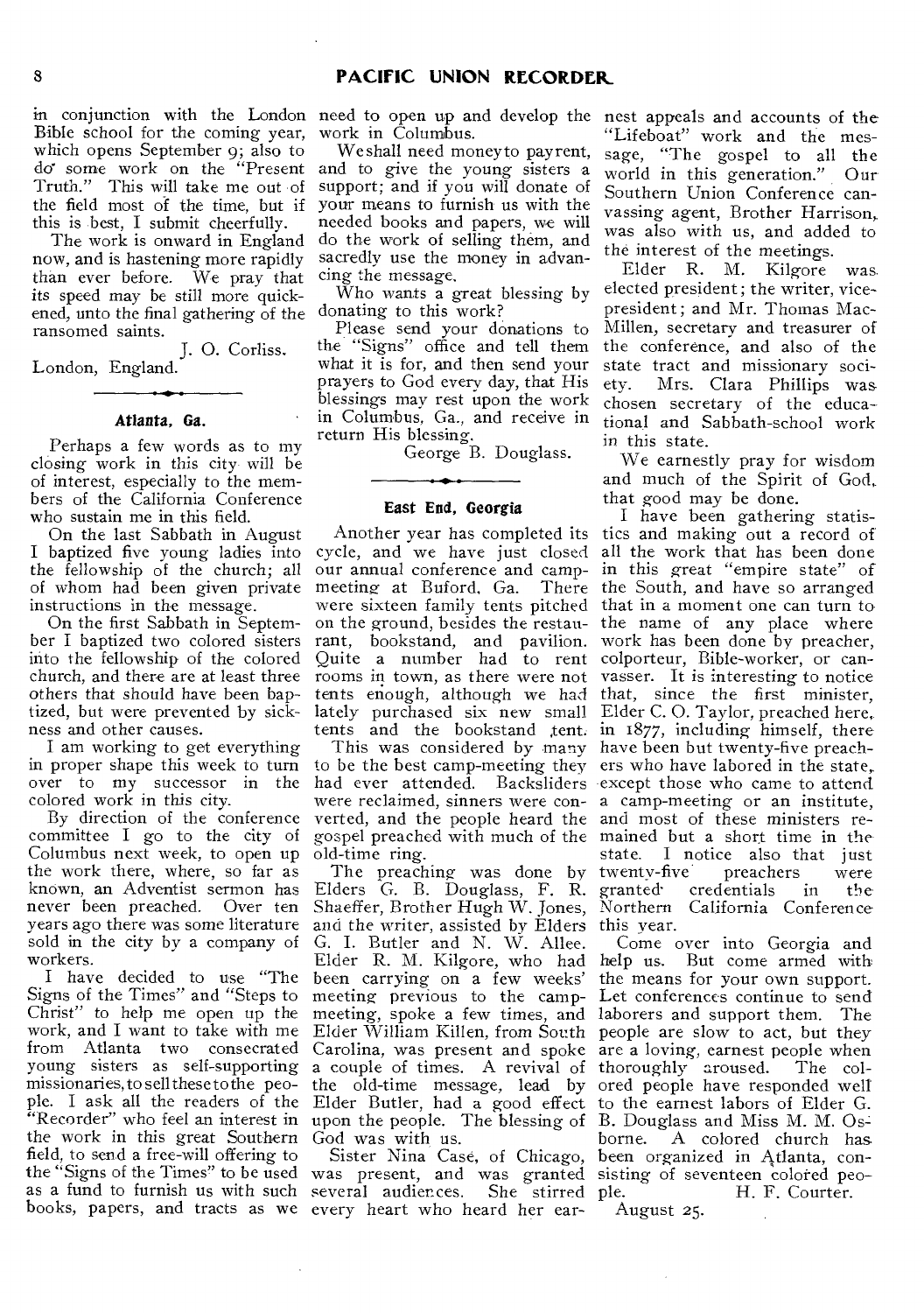in conjunction with the London Bible school for the coming year, which opens September 9; also to do some work on the "Present Truth." This will take me out of the field most of the time, but if this is best, I submit cheerfully.

The work is onward in England now, and is hastening more rapidly than ever before. We pray that its speed may be still more quickened, unto the final gathering of the ransomed saints.

J. O. Corliss.

London, England.

---

### Atlanta, Ga.

Perhaps a few words as to my closing work in this city will be of interest, especially to the members of the California Conference who sustain me in this field.

On the last Sabbath in August I baptized five young ladies into the fellowship of the church; all of whom had been given private instructions in the message.

On the first Sabbath in September I baptized two colored sisters into the fellowship of the colored church, and there are at least three others that should have been baptized, but were prevented by sickness and other causes.

I am working to get everything in proper shape this week to turn over to my successor in the colored work in this city.

By direction of the conference committee I go to the city of Columbus next week, to open up the work there, where, so far as known, an Adventist sermon has never been preached. Over ten years ago there was some literature sold in the city by a company of workers.

I have decided to use "The Signs of the Times" and "Steps to Christ" to help me open up the work, and I want to take with me from Atlanta two consecrated young sisters as self-supporting missionaries, to sell these to the people. I ask all the readers of the "Recorder" who feel an interest in the work in this great Southern field, to send a free-will offering to the "Signs of the Times" to be used as a fund to furnish us with such books, papers, and tracts as we need to open up and develop the work in Columbus.

We shall need money to pay rent, and to give the young sisters a support; and if you will donate of your means to furnish us with the needed books and papers, we will do the work of selling them, and sacredly use the money in advancing the message.

Who wants a great blessing by donating to this work?

Please send your donations to the "Signs" office and tell them what it is for, and then send your prayers to God every day, that His blessings may rest upon the work in Columbus, Ga., and receive in return His blessing.

George B. Douglass.

---

### East End, Georgia

Another year has completed its cycle, and we have just closed our annual conference and camp-meeting at Buford, Ga. There were sixteen family tents pitched on the ground, besides the restaurant, bookstand, and pavilion. Quite a number had to rent rooms in town, as there were not tents enough, although we had lately purchased six new small tents and the bookstand tent.

This was considered by many to be the best camp-meeting they had ever attended. Backsliders were reclaimed, sinners were converted, and the people heard the gospel preached with much of the old-time ring.

The preaching was done by Elders G. B. Douglass, F. R. Shaeffer, Brother Hugh W. Jones, and the writer, assisted by Elders G. I. Butler and N. W. Allee. Elder R. M. Kilgore, who had been carrying on a few weeks' meeting previous to the camp-meeting, spoke a few times, and Elder William Killen, from South Carolina, was present and spoke a couple of times. A revival of the old-time message, lead by Elder Butler, had a good effect upon the people. The blessing of God was with us.

Sister Nina Case, of Chicago, was present, and was granted several audiences. She stirred every heart who heard her earnest appeals and accounts of the "Lifeboat" work and the message, "The gospel to all the world in this generation." Our Southern Union Conference canvassing agent, Brother Harrison, was also with us, and added to the interest of the meetings.

Elder R. M. Kilgore was elected president; the writer, vice-president; and Mr. Thomas MacMillen, secretary and treasurer of the conference, and also of the state tract and missionary society. Mrs. Clara Phillips was chosen secretary of the educational and Sabbath-school work in this state.

We earnestly pray for wisdom and much of the Spirit of God, that good may be done.

I have been gathering statistics and making out a record of all the work that has been done in this great "empire state" of the South, and have so arranged that in a moment one can turn to the name of any place where work has been done by preacher, colporteur, Bible-worker, or canvasser. It is interesting to notice that, since the first minister, Elder C. O. Taylor, preached here, in 1877, including himself, there have been but twenty-five preachers who have labored in the state, except those who came to attend a camp-meeting or an institute, and most of these ministers remained but a short time in the state. I notice also that just twenty-five preachers were granted credentials in the Northern California Conference this year.

Come over into Georgia and help us. But come armed with the means for your own support. Let conferences continue to send laborers and support them. The people are slow to act, but they are a loving, earnest people when thoroughly aroused. The colored people have responded well to the earnest labors of Elder G. B. Douglass and Miss M. M. Osborne. A colored church has been organized in Atlanta, consisting of seventeen colored people.

H. F. Courter.

August 25.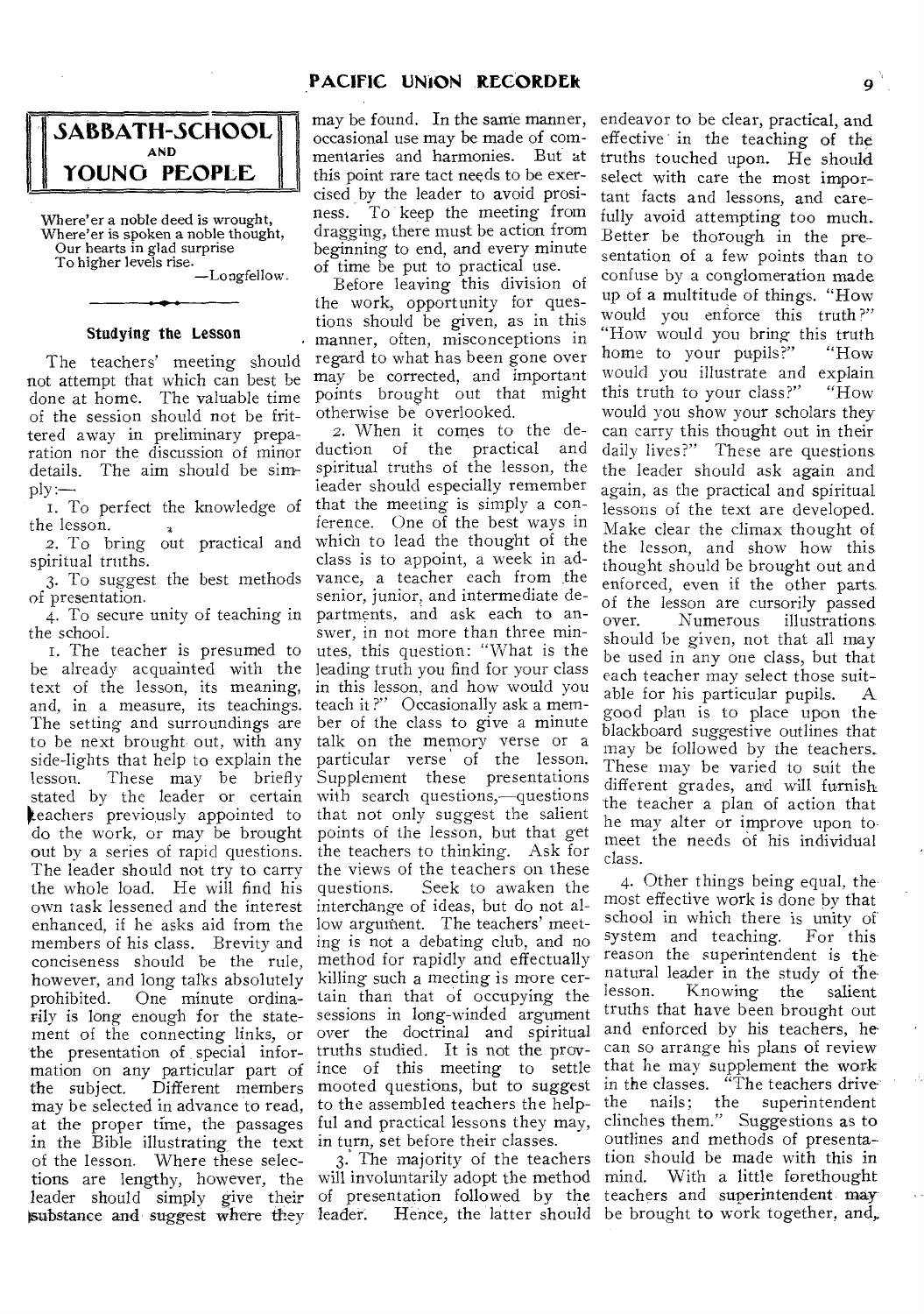## SABBATH-SCHOOL AND YOUNG PEOPLE

Where'er a noble deed is wrought,
Where'er is spoken a noble thought,
Our hearts in glad surprise
To higher levels rise.
—Longfellow.

### Studying the Lesson

The teachers' meeting should not attempt that which can best be done at home. The valuable time of the session should not be frittered away in preliminary preparation nor the discussion of minor details. The aim should be simply:—

1. To perfect the knowledge of the lesson.
2. To bring out practical and spiritual truths.
3. To suggest the best methods of presentation.
4. To secure unity of teaching in the school.

1. The teacher is presumed to be already acquainted with the text of the lesson, its meaning, and, in a measure, its teachings. The setting and surroundings are to be next brought out, with any side-lights that help to explain the lesson. These may be briefly stated by the leader or certain teachers previously appointed to do the work, or may be brought out by a series of rapid questions. The leader should not try to carry the whole load. He will find his own task lessened and the interest enhanced, if he asks aid from the members of his class. Brevity and conciseness should be the rule, however, and long talks absolutely prohibited. One minute ordinarily is long enough for the statement of the connecting links, or the presentation of special information on any particular part of the subject. Different members may be selected in advance to read, at the proper time, the passages in the Bible illustrating the text of the lesson. Where these selections are lengthy, however, the leader should simply give their substance and suggest where they may be found. In the same manner, occasional use may be made of commentaries and harmonies. But at this point rare tact needs to be exercised by the leader to avoid prosiness. To keep the meeting from dragging, there must be action from beginning to end, and every minute of time be put to practical use.

Before leaving this division of the work, opportunity for questions should be given, as in this manner, often, misconceptions in regard to what has been gone over may be corrected, and important points brought out that might otherwise be overlooked.

2. When it comes to the deduction of the practical and spiritual truths of the lesson, the leader should especially remember that the meeting is simply a conference. One of the best ways in which to lead the thought of the class is to appoint, a week in advance, a teacher each from the senior, junior, and intermediate departments, and ask each to answer, in not more than three minutes, this question: "What is the leading truth you find for your class in this lesson, and how would you teach it?" Occasionally ask a member of the class to give a minute talk on the memory verse or a particular verse of the lesson. Supplement these presentations with search questions,—questions that not only suggest the salient points of the lesson, but that get the teachers to thinking. Ask for the views of the teachers on these questions. Seek to awaken the interchange of ideas, but do not allow argument. The teachers' meeting is not a debating club, and no method for rapidly and effectually killing such a meeting is more certain than that of occupying the sessions in long-winded argument over the doctrinal and spiritual truths studied. It is not the province of this meeting to settle mooted questions, but to suggest to the assembled teachers the helpful and practical lessons they may, in turn, set before their classes.

3. The majority of the teachers will involuntarily adopt the method of presentation followed by the leader. Hence, the latter should endeavor to be clear, practical, and effective in the teaching of the truths touched upon. He should select with care the most important facts and lessons, and carefully avoid attempting too much. Better be thorough in the presentation of a few points than to confuse by a conglomeration made up of a multitude of things. "How would you enforce this truth?" "How would you bring this truth home to your pupils?" "How would you illustrate and explain this truth to your class?" "How would you show your scholars they can carry this thought out in their daily lives?" These are questions the leader should ask again and again, as the practical and spiritual lessons of the text are developed. Make clear the climax thought of the lesson, and show how this thought should be brought out and enforced, even if the other parts of the lesson are cursorily passed over. Numerous illustrations should be given, not that all may be used in any one class, but that each teacher may select those suitable for his particular pupils. A good plan is to place upon the blackboard suggestive outlines that may be followed by the teachers. These may be varied to suit the different grades, and will furnish the teacher a plan of action that he may alter or improve upon to meet the needs of his individual class.

4. Other things being equal, the most effective work is done by that school in which there is unity of system and teaching. For this reason the superintendent is the natural leader in the study of the lesson. Knowing the salient truths that have been brought out and enforced by his teachers, he can so arrange his plans of review that he may supplement the work in the classes. "The teachers drive the nails; the superintendent clinches them." Suggestions as to outlines and methods of presentation should be made with this in mind. With a little forethought teachers and superintendent may be brought to work together, and,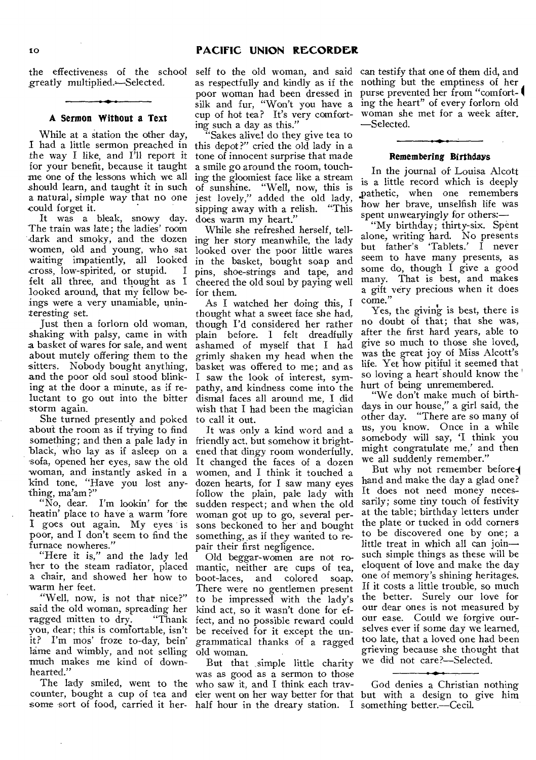the effectiveness of the school greatly multiplied.—Selected.

### A Sermon Without a Text

While at a station the other day, I had a little sermon preached in the way I like, and I'll report it for your benefit, because it taught me one of the lessons which we all should learn, and taught it in such a natural, simple way that no one could forget it.

It was a bleak, snowy day. The train was late; the ladies' room dark and smoky, and the dozen women, old and young, who sat waiting impatiently, all looked cross, low-spirited, or stupid. I felt all three, and thought as I looked around, that my fellow beings were a very unamiable, uninteresting set.

Just then a forlorn old woman, shaking with palsy, came in with a basket of wares for sale, and went about mutely offering them to the sitters. Nobody bought anything, and the poor old soul stood blinking at the door a minute, as if reluctant to go out into the bitter storm again.

She turned presently and poked about the room as if trying to find something; and then a pale lady in black, who lay as if asleep on a sofa, opened her eyes, saw the old woman, and instantly asked in a kind tone, "Have you lost anything, ma'am?"

"No, dear. I'm lookin' for the heatin' place to have a warm 'fore I goes out again. My eyes is poor, and I don't seem to find the furnace nowheres."

"Here it is," and the lady led her to the steam radiator, placed a chair, and showed her how to warm her feet.

"Well, now, is not that nice?" said the old woman, spreading her ragged mitten to dry. "Thank you, dear; this is comfortable, isn't it? I'm mos' froze to-day, bein' lame and wimbly, and not selling much makes me kind of downhearted."

The lady smiled, went to the counter, bought a cup of tea and some sort of food, carried it herself to the old woman, and said as respectfully and kindly as if the poor woman had been dressed in silk and fur, "Won't you have a cup of hot tea? It's very comforting such a day as this."

"Sakes alive! do they give tea to this depot?" cried the old lady in a tone of innocent surprise that made a smile go around the room, touching the gloomiest face like a stream of sunshine. "Well, now, this is jest lovely," added the old lady, sipping away with a relish. "This does warm my heart."

While she refreshed herself, telling her story meanwhile, the lady looked over the poor little wares in the basket, bought soap and pins, shoe-strings and tape, and cheered the old soul by paying well for them.

As I watched her doing this, I thought what a sweet face she had, though I'd considered her rather plain before. I felt dreadfully ashamed of myself that I had grimly shaken my head when the basket was offered to me; and as I saw the look of interest, sympathy, and kindness come into the dismal faces all around me, I did wish that I had been the magician to call it out.

It was only a kind word and a friendly act, but somehow it brightened that dingy room wonderfully. It changed the faces of a dozen women, and I think it touched a dozen hearts, for I saw many eyes follow the plain, pale lady with sudden respect; and when the old woman got up to go, several persons beckoned to her and bought something, as if they wanted to repair their first negligence.

Old beggar-women are not romantic, neither are cups of tea, boot-laces, and colored soap. There were no gentlemen present to be impressed with the lady's kind act, so it wasn't done for effect, and no possible reward could be received for it except the ungrammatical thanks of a ragged old woman.

But that simple little charity was as good as a sermon to those who saw it, and I think each traveler went on her way better for that half hour in the dreary station. I can testify that one of them did, and nothing but the emptiness of her purse prevented her from "comforting the heart" of every forlorn old woman she met for a week after. —Selected.

### Remembering Birthdays

In the journal of Louisa Alcott is a little record which is deeply pathetic, when one remembers how her brave, unselfish life was spent unwearyingly for others:—

"My birthday; thirty-six. Spent alone, writing hard. No presents but father's 'Tablets.' I never seem to have many presents, as some do, though I give a good many. That is best, and makes a gift very precious when it does come."

Yes, the giving is best, there is no doubt of that; that she was, after the first hard years, able to give so much to those she loved, was the great joy of Miss Alcott's life. Yet how pitiful it seemed that so loving a heart should know the hurt of being unremembered.

"We don't make much of birthdays in our house," a girl said, the other day. "There are so many of us, you know. Once in a while somebody will say, 'I think you might congratulate me,' and then we all suddenly remember."

But why not remember beforehand and make the day a glad one? It does not need money necessarily; some tiny touch of festivity at the table; birthday letters under the plate or tucked in odd corners to be discovered one by one; a little treat in which all can join—such simple things as these will be eloquent of love and make the day one of memory's shining heritages. If it costs a little trouble, so much the better. Surely our love for our dear ones is not measured by our ease. Could we forgive ourselves ever if some day we learned, too late, that a loved one had been grieving because she thought that we did not care?—Selected.

---

God denies a Christian nothing but with a design to give him something better.—Cecil.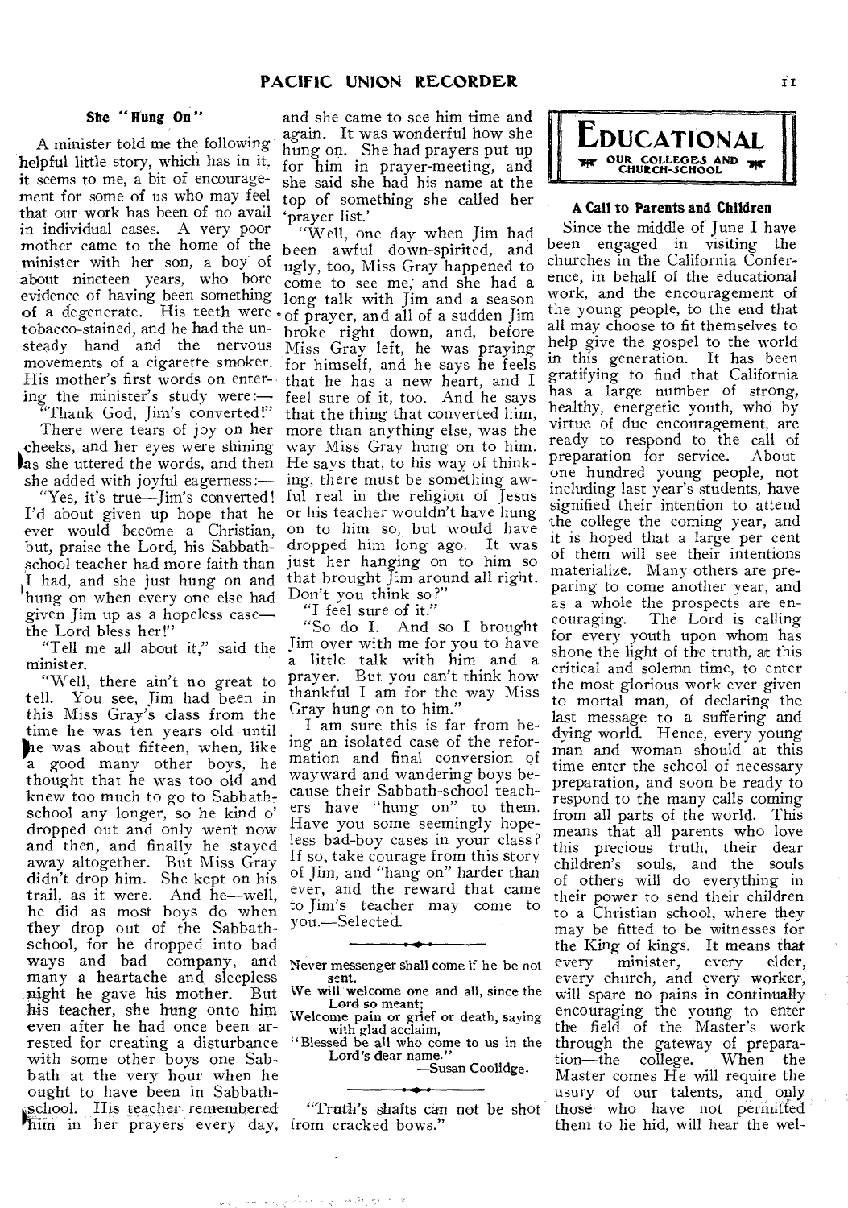## She "Hung On"

A minister told me the following helpful little story, which has in it, it seems to me, a bit of encouragement for some of us who may feel that our work has been of no avail in individual cases. A very poor mother came to the home of the minister with her son, a boy of about nineteen years, who bore evidence of having been something of a degenerate. His teeth were tobacco-stained, and he had the unsteady hand and the nervous movements of a cigarette smoker. His mother's first words on entering the minister's study were:—

"Thank God, Jim's converted!"

There were tears of joy on her cheeks, and her eyes were shining as she uttered the words, and then she added with joyful eagerness:—

"Yes, it's true—Jim's converted! I'd about given up hope that he ever would become a Christian, but, praise the Lord, his Sabbath-school teacher had more faith than I had, and she just hung on and hung on when every one else had given Jim up as a hopeless case—the Lord bless her!"

"Tell me all about it," said the minister.

"Well, there ain't no great to tell. You see, Jim had been in this Miss Gray's class from the time he was ten years old until he was about fifteen, when, like a good many other boys, he thought that he was too old and knew too much to go to Sabbath-school any longer, so he kind o' dropped out and only went now and then, and finally he stayed away altogether. But Miss Gray didn't drop him. She kept on his trail, as it were. And he—well, he did as most boys do when they drop out of the Sabbath-school, for he dropped into bad ways and bad company, and many a heartache and sleepless night he gave his mother. But his teacher, she hung onto him even after he had once been arrested for creating a disturbance with some other boys one Sabbath at the very hour when he ought to have been in Sabbath-school. His teacher remembered him in her prayers every day, and she came to see him time and again. It was wonderful how she hung on. She had prayers put up for him in prayer-meeting, and she said she had his name at the top of something she called her 'prayer list.'

"Well, one day when Jim had been awful down-spirited, and ugly, too, Miss Gray happened to come to see me, and she had a long talk with Jim and a season of prayer, and all of a sudden Jim broke right down, and, before Miss Gray left, he was praying for himself, and he says he feels that he has a new heart, and I feel sure of it, too. And he says that the thing that converted him, more than anything else, was the way Miss Gray hung on to him. He says that, to his way of thinking, there must be something awful real in the religion of Jesus or his teacher wouldn't have hung on to him so, but would have dropped him long ago. It was just her hanging on to him so that brought Jim around all right. Don't you think so?"

"I feel sure of it."

"So do I. And so I brought Jim over with me for you to have a little talk with him and a prayer. But you can't think how thankful I am for the way Miss Gray hung on to him."

I am sure this is far from being an isolated case of the reformation and final conversion of wayward and wandering boys because their Sabbath-school teachers have "hung on" to them. Have you some seemingly hopeless bad-boy cases in your class? If so, take courage from this story of Jim, and "hang on" harder than ever, and the reward that came to Jim's teacher may come to you.—Selected.

---

Never messenger shall come if he be not sent.
We will welcome one and all, since the Lord so meant;
Welcome pain or grief or death, saying with glad acclaim,
"Blessed be all who come to us in the Lord's dear name."

—Susan Coolidge.

---

"Truth's shafts can not be shot from cracked bows."

# EDUCATIONAL
### OUR COLLEGES AND CHURCH-SCHOOL

## A Call to Parents and Children

Since the middle of June I have been engaged in visiting the churches in the California Conference, in behalf of the educational work, and the encouragement of the young people, to the end that all may choose to fit themselves to help give the gospel to the world in this generation. It has been gratifying to find that California has a large number of strong, healthy, energetic youth, who by virtue of due encouragement, are ready to respond to the call of preparation for service. About one hundred young people, not including last year's students, have signified their intention to attend the college the coming year, and it is hoped that a large per cent of them will see their intentions materialize. Many others are preparing to come another year, and as a whole the prospects are encouraging. The Lord is calling for every youth upon whom has shone the light of the truth, at this critical and solemn time, to enter the most glorious work ever given to mortal man, of declaring the last message to a suffering and dying world. Hence, every young man and woman should at this time enter the school of necessary preparation, and soon be ready to respond to the many calls coming from all parts of the world. This means that all parents who love this precious truth, their dear children's souls, and the souls of others will do everything in their power to send their children to a Christian school, where they may be fitted to be witnesses for the King of kings. It means that every minister, every elder, every church, and every worker, will spare no pains in continually encouraging the young to enter the field of the Master's work through the gateway of preparation—the college. When the Master comes He will require the usury of our talents, and only those who have not permitted them to lie hid, will hear the wel-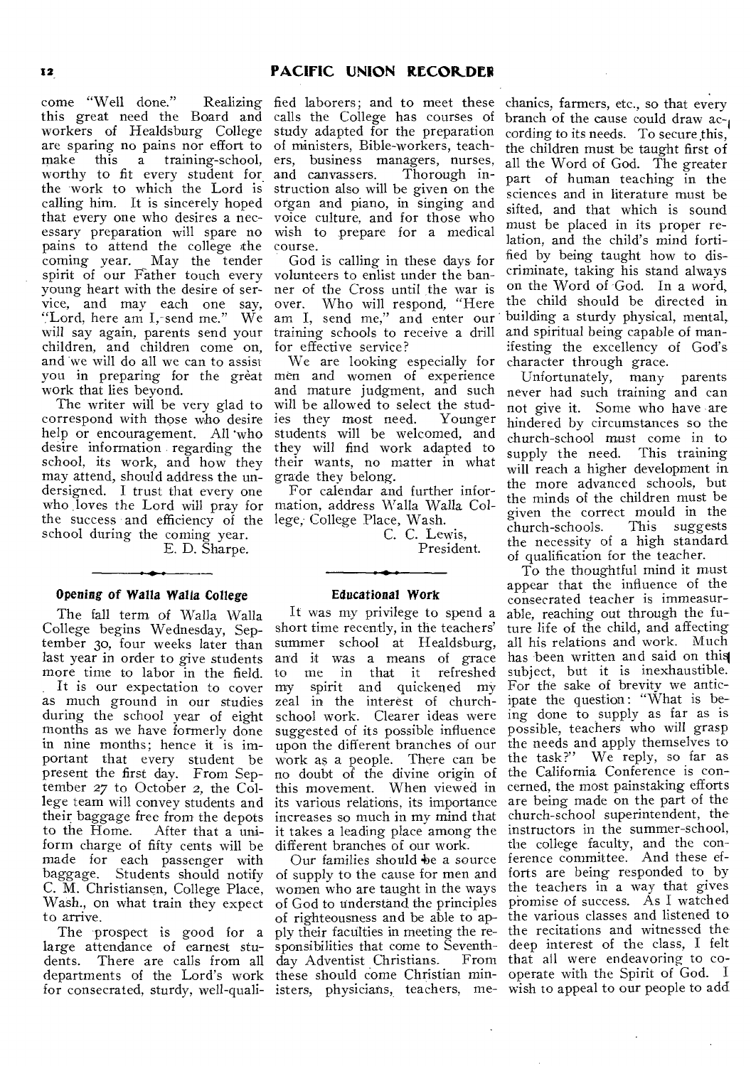come "Well done." Realizing this great need the Board and workers of Healdsburg College are sparing no pains nor effort to make this a training-school, worthy to fit every student for the work to which the Lord is calling him. It is sincerely hoped that every one who desires a necessary preparation will spare no pains to attend the college the coming year. May the tender spirit of our Father touch every young heart with the desire of service, and may each one say, "Lord, here am I, send me." We will say again, parents send your children, and children come on, and we will do all we can to assist you in preparing for the great work that lies beyond.

The writer will be very glad to correspond with those who desire help or encouragement. All who desire information regarding the school, its work, and how they may attend, should address the undersigned. I trust that every one who loves the Lord will pray for the success and efficiency of the school during the coming year.

E. D. Sharpe.

### Opening of Walla Walla College

The fall term of Walla Walla College begins Wednesday, September 30, four weeks later than last year in order to give students more time to labor in the field.

It is our expectation to cover as much ground in our studies during the school year of eight months as we have formerly done in nine months; hence it is important that every student be present the first day. From September 27 to October 2, the College team will convey students and their baggage free from the depots to the Home. After that a uniform charge of fifty cents will be made for each passenger with baggage. Students should notify C. M. Christiansen, College Place, Wash., on what train they expect to arrive.

The prospect is good for a large attendance of earnest students. There are calls from all departments of the Lord's work for consecrated, sturdy, well-qualified laborers; and to meet these calls the College has courses of study adapted for the preparation of ministers, Bible-workers, teachers, business managers, nurses, and canvassers. Thorough instruction also will be given on the organ and piano, in singing and voice culture, and for those who wish to prepare for a medical course.

God is calling in these days for volunteers to enlist under the banner of the Cross until the war is over. Who will respond, "Here am I, send me," and enter our training schools to receive a drill for effective service?

We are looking especially for men and women of experience and mature judgment, and such will be allowed to select the studies they most need. Younger students will be welcomed, and they will find work adapted to their wants, no matter in what grade they belong.

For calendar and further information, address Walla Walla College, College Place, Wash.

C. C. Lewis,
President.

### Educational Work

It was my privilege to spend a short time recently, in the teachers' summer school at Healdsburg, and it was a means of grace to me in that it refreshed my spirit and quickened my zeal in the interest of church-school work. Clearer ideas were suggested of its possible influence upon the different branches of our work as a people. There can be no doubt of the divine origin of this movement. When viewed in its various relations, its importance increases so much in my mind that it takes a leading place among the different branches of our work.

Our families should be a source of supply to the cause for men and women who are taught in the ways of God to understand the principles of righteousness and be able to apply their faculties in meeting the responsibilities that come to Seventh-day Adventist Christians. From these should come Christian ministers, physicians, teachers, mechanics, farmers, etc., so that every branch of the cause could draw according to its needs. To secure this, the children must be taught first of all the Word of God. The greater part of human teaching in the sciences and in literature must be sifted, and that which is sound must be placed in its proper relation, and the child's mind fortified by being taught how to discriminate, taking his stand always on the Word of God. In a word, the child should be directed in building a sturdy physical, mental, and spiritual being capable of manifesting the excellency of God's character through grace.

Unfortunately, many parents never had such training and can not give it. Some who have are hindered by circumstances so the church-school must come in to supply the need. This training will reach a higher development in the more advanced schools, but the minds of the children must be given the correct mould in the church-schools. This suggests the necessity of a high standard of qualification for the teacher.

To the thoughtful mind it must appear that the influence of the consecrated teacher is immeasurable, reaching out through the future life of the child, and affecting all his relations and work. Much has been written and said on this subject, but it is inexhaustible. For the sake of brevity we anticipate the question: "What is being done to supply as far as is possible, teachers who will grasp the needs and apply themselves to the task?" We reply, so far as the California Conference is concerned, the most painstaking efforts are being made on the part of the church-school superintendent, the instructors in the summer-school, the college faculty, and the conference committee. And these efforts are being responded to by the teachers in a way that gives promise of success. As I watched the various classes and listened to the recitations and witnessed the deep interest of the class, I felt that all were endeavoring to co-operate with the Spirit of God. I wish to appeal to our people to add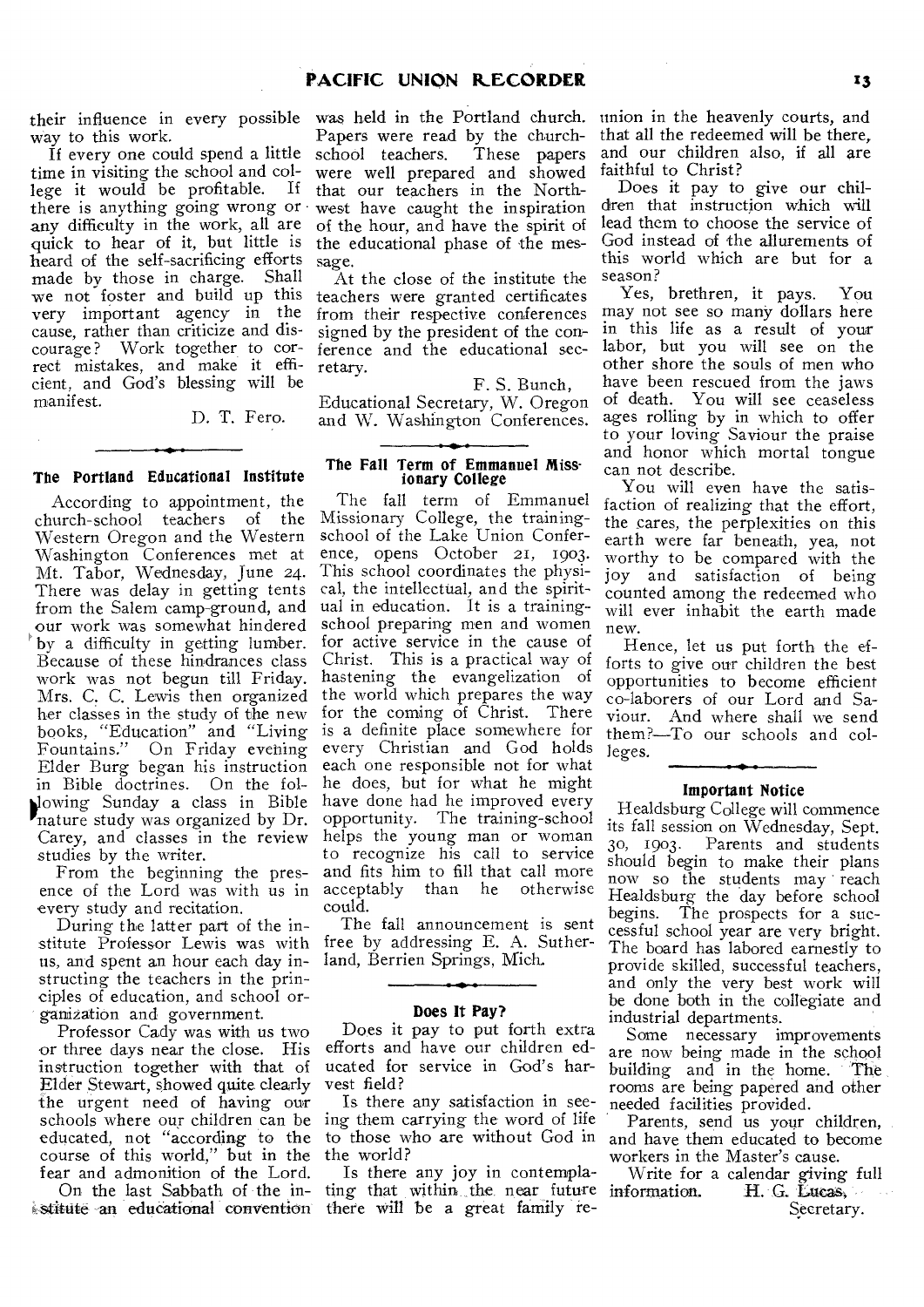their influence in every possible way to this work.

If every one could spend a little time in visiting the school and college it would be profitable. If there is anything going wrong or any difficulty in the work, all are quick to hear of it, but little is heard of the self-sacrificing efforts made by those in charge. Shall we not foster and build up this very important agency in the cause, rather than criticize and discourage? Work together to correct mistakes, and make it efficient, and God's blessing will be manifest.

D. T. Fero.

### The Portland Educational Institute

According to appointment, the church-school teachers of the Western Oregon and the Western Washington Conferences met at Mt. Tabor, Wednesday, June 24. There was delay in getting tents from the Salem camp-ground, and our work was somewhat hindered by a difficulty in getting lumber. Because of these hindrances class work was not begun till Friday. Mrs. C. C. Lewis then organized her classes in the study of the new books, "Education" and "Living Fountains." On Friday evening Elder Burg began his instruction in Bible doctrines. On the following Sunday a class in Bible nature study was organized by Dr. Carey, and classes in the review studies by the writer.

From the beginning the presence of the Lord was with us in every study and recitation.

During the latter part of the institute Professor Lewis was with us, and spent an hour each day instructing the teachers in the principles of education, and school organization and government.

Professor Cady was with us two or three days near the close. His instruction together with that of Elder Stewart, showed quite clearly the urgent need of having our schools where our children can be educated, not "according to the course of this world," but in the fear and admonition of the Lord.

On the last Sabbath of the institute an educational convention was held in the Portland church. Papers were read by the church-school teachers. These papers were well prepared and showed that our teachers in the Northwest have caught the inspiration of the hour, and have the spirit of the educational phase of the message.

At the close of the institute the teachers were granted certificates from their respective conferences signed by the president of the conference and the educational secretary.

F. S. Bunch,
Educational Secretary, W. Oregon and W. Washington Conferences.

### The Fall Term of Emmanuel Missionary College

The fall term of Emmanuel Missionary College, the training-school of the Lake Union Conference, opens October 21, 1903. This school coordinates the physical, the intellectual, and the spiritual in education. It is a training-school preparing men and women for active service in the cause of Christ. This is a practical way of hastening the evangelization of the world which prepares the way for the coming of Christ. There is a definite place somewhere for every Christian and God holds each one responsible not for what he does, but for what he might have done had he improved every opportunity. The training-school helps the young man or woman to recognize his call to service and fits him to fill that call more acceptably than he otherwise could.

The fall announcement is sent free by addressing E. A. Sutherland, Berrien Springs, Mich.

### Does It Pay?

Does it pay to put forth extra efforts and have our children educated for service in God's harvest field?

Is there any satisfaction in seeing them carrying the word of life to those who are without God in the world?

Is there any joy in contemplating that within the near future there will be a great family reunion in the heavenly courts, and that all the redeemed will be there, and our children also, if all are faithful to Christ?

Does it pay to give our children that instruction which will lead them to choose the service of God instead of the allurements of this world which are but for a season?

Yes, brethren, it pays. You may not see so many dollars here in this life as a result of your labor, but you will see on the other shore the souls of men who have been rescued from the jaws of death. You will see ceaseless ages rolling by in which to offer to your loving Saviour the praise and honor which mortal tongue can not describe.

You will even have the satisfaction of realizing that the effort, the cares, the perplexities on this earth were far beneath, yea, not worthy to be compared with the joy and satisfaction of being counted among the redeemed who will ever inhabit the earth made new.

Hence, let us put forth the efforts to give our children the best opportunities to become efficient co-laborers of our Lord and Saviour. And where shall we send them?—To our schools and colleges.

### Important Notice

Healdsburg College will commence its fall session on Wednesday, Sept. 30, 1903. Parents and students should begin to make their plans now so the students may reach Healdsburg the day before school begins. The prospects for a successful school year are very bright. The board has labored earnestly to provide skilled, successful teachers, and only the very best work will be done both in the collegiate and industrial departments.

Some necessary improvements are now being made in the school building and in the home. The rooms are being papered and other needed facilities provided.

Parents, send us your children, and have them educated to become workers in the Master's cause.

Write for a calendar giving full information. H. G. Lucas,
Secretary.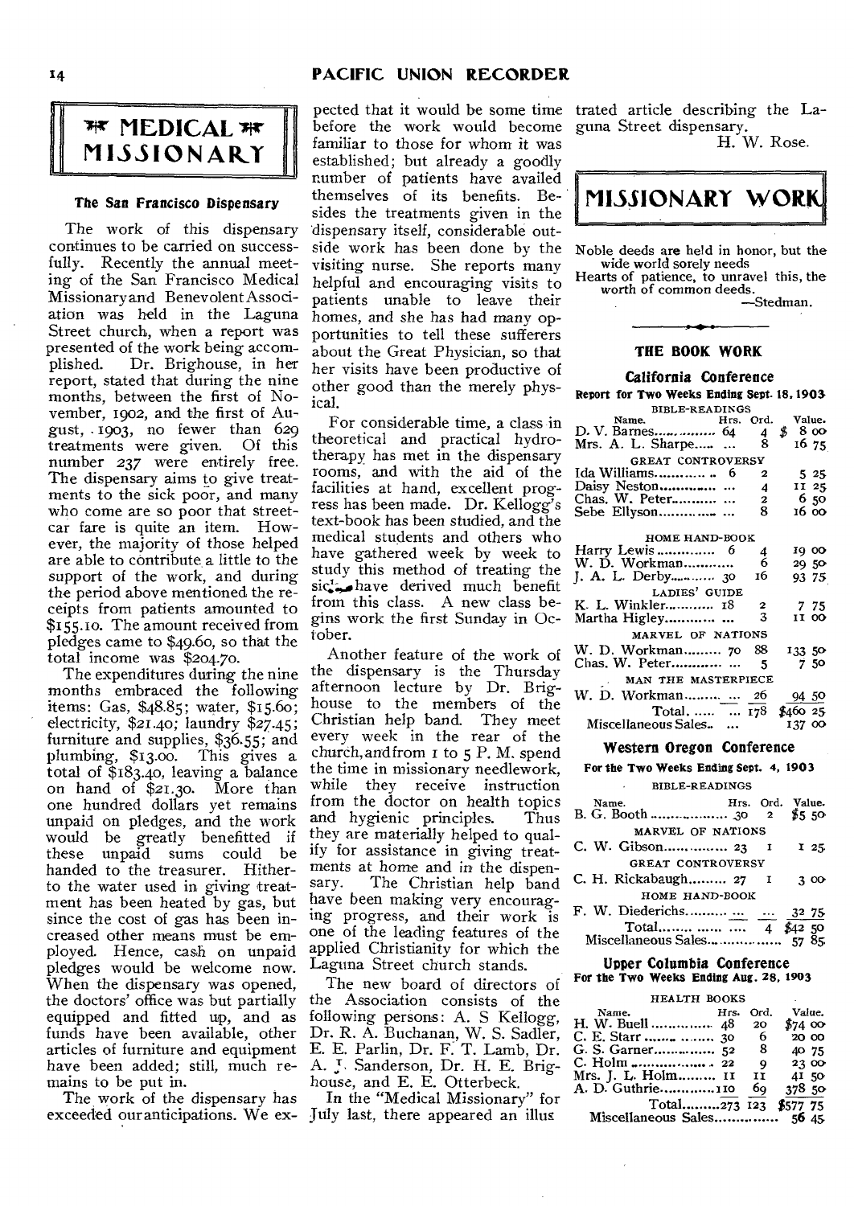## MEDICAL MISSIONARY

### The San Francisco Dispensary

The work of this dispensary continues to be carried on successfully. Recently the annual meeting of the San Francisco Medical Missionary and Benevolent Association was held in the Laguna Street church, when a report was presented of the work being accomplished. Dr. Brighouse, in her report, stated that during the nine months, between the first of November, 1902, and the first of August, 1903, no fewer than 629 treatments were given. Of this number 237 were entirely free. The dispensary aims to give treatments to the sick poor, and many who come are so poor that street-car fare is quite an item. However, the majority of those helped are able to contribute a little to the support of the work, and during the period above mentioned the receipts from patients amounted to $155.10. The amount received from pledges came to $49.60, so that the total income was $204.70.

The expenditures during the nine months embraced the following items: Gas, $48.85; water, $15.60; electricity, $21.40; laundry $27.45; furniture and supplies, $36.55; and plumbing, $13.00. This gives a total of $183.40, leaving a balance on hand of $21.30. More than one hundred dollars yet remains unpaid on pledges, and the work would be greatly benefitted if these unpaid sums could be handed to the treasurer. Hitherto the water used in giving treatment has been heated by gas, but since the cost of gas has been increased other means must be employed. Hence, cash on unpaid pledges would be welcome now. When the dispensary was opened, the doctors' office was but partially equipped and fitted up, and as funds have been available, other articles of furniture and equipment have been added; still, much remains to be put in.

The work of the dispensary has exceeded our anticipations. We expected that it would be some time before the work would become familiar to those for whom it was established; but already a goodly number of patients have availed themselves of its benefits. Besides the treatments given in the dispensary itself, considerable outside work has been done by the visiting nurse. She reports many helpful and encouraging visits to patients unable to leave their homes, and she has had many opportunities to tell these sufferers about the Great Physician, so that her visits have been productive of other good than the merely physical.

For considerable time, a class in theoretical and practical hydrotherapy has met in the dispensary rooms, and with the aid of the facilities at hand, excellent progress has been made. Dr. Kellogg's text-book has been studied, and the medical students and others who have gathered week by week to study this method of treating the sick have derived much benefit from this class. A new class begins work the first Sunday in October.

Another feature of the work of the dispensary is the Thursday afternoon lecture by Dr. Brighouse to the members of the Christian help band. They meet every week in the rear of the church, and from 1 to 5 P. M. spend the time in missionary needlework, while they receive instruction from the doctor on health topics and hygienic principles. Thus they are materially helped to qualify for assistance in giving treatments at home and in the dispensary. The Christian help band have been making very encouraging progress, and their work is one of the leading features of the applied Christianity for which the Laguna Street church stands.

The new board of directors of the Association consists of the following persons: A. S Kellogg, Dr. R. A. Buchanan, W. S. Sadler, E. E. Parlin, Dr. F. T. Lamb, Dr. A. J. Sanderson, Dr. H. E. Brighouse, and E. E. Otterbeck.

In the "Medical Missionary" for July last, there appeared an illustrated article describing the Laguna Street dispensary.

H. W. Rose.

## MISSIONARY WORK

Noble deeds are held in honor, but the wide world sorely needs
Hearts of patience, to unravel this, the worth of common deeds.
—Stedman.

### THE BOOK WORK

#### California Conference

**Report for Two Weeks Ending Sept. 18, 1903**

| Name. | Hrs. | Ord. | Value. |
|---|---|---|---|
| BIBLE-READINGS | | | |
| D. V. Barnes | 64 | 4 | $ 8 00 |
| Mrs. A. L. Sharpe | ... | 8 | 16 75 |
| GREAT CONTROVERSY | | | |
| Ida Williams | 6 | 2 | 5 25 |
| Daisy Neston | ... | 4 | 11 25 |
| Chas. W. Peter | ... | 2 | 6 50 |
| Sebe Ellyson | ... | 8 | 16 00 |
| HOME HAND-BOOK | | | |
| Harry Lewis | 6 | 4 | 19 00 |
| W. D. Workman | | 6 | 29 50 |
| J. A. L. Derby | 30 | 16 | 93 75 |
| LADIES' GUIDE | | | |
| K. L. Winkler | 18 | 2 | 7 75 |
| Martha Higley | ... | 3 | 11 00 |
| MARVEL OF NATIONS | | | |
| W. D. Workman | 70 | 88 | 133 50 |
| Chas. W. Peter | ... | 5 | 7 50 |
| MAN THE MASTERPIECE | | | |
| W. D. Workman | ... | 26 | 94 50 |
| Total | ... | 178 | $460 25 |
| Miscellaneous Sales | ... | | 137 00 |

#### Western Oregon Conference

**For the Two Weeks Ending Sept. 4, 1903**

| Name. | Hrs. | Ord. | Value. |
|---|---|---|---|
| BIBLE-READINGS | | | |
| B. G. Booth | 30 | 2 | $5 50 |
| MARVEL OF NATIONS | | | |
| C. W. Gibson | 23 | 1 | 1 25 |
| GREAT CONTROVERSY | | | |
| C. H. Rickabaugh | 27 | 1 | 3 00 |
| HOME HAND-BOOK | | | |
| F. W. Diederichs | ... | ... | 32 75 |
| Total | .... | 4 | $42 50 |
| Miscellaneous Sales | | | 57 85 |

#### Upper Columbia Conference

**For the Two Weeks Ending Aug. 28, 1903**

| Name. | Hrs. | Ord. | Value. |
|---|---|---|---|
| HEALTH BOOKS | | | |
| H. W. Buell | 48 | 20 | $74 00 |
| C. E. Starr | 30 | 6 | 20 00 |
| G. S. Garner | 52 | 8 | 40 75 |
| C. Holm | 22 | 9 | 23 00 |
| Mrs. J. L. Holm | 11 | 11 | 41 50 |
| A. D. Guthrie | 110 | 69 | 378 50 |
| Total | 273 | 123 | $577 75 |
| Miscellaneous Sales | | | 56 45 |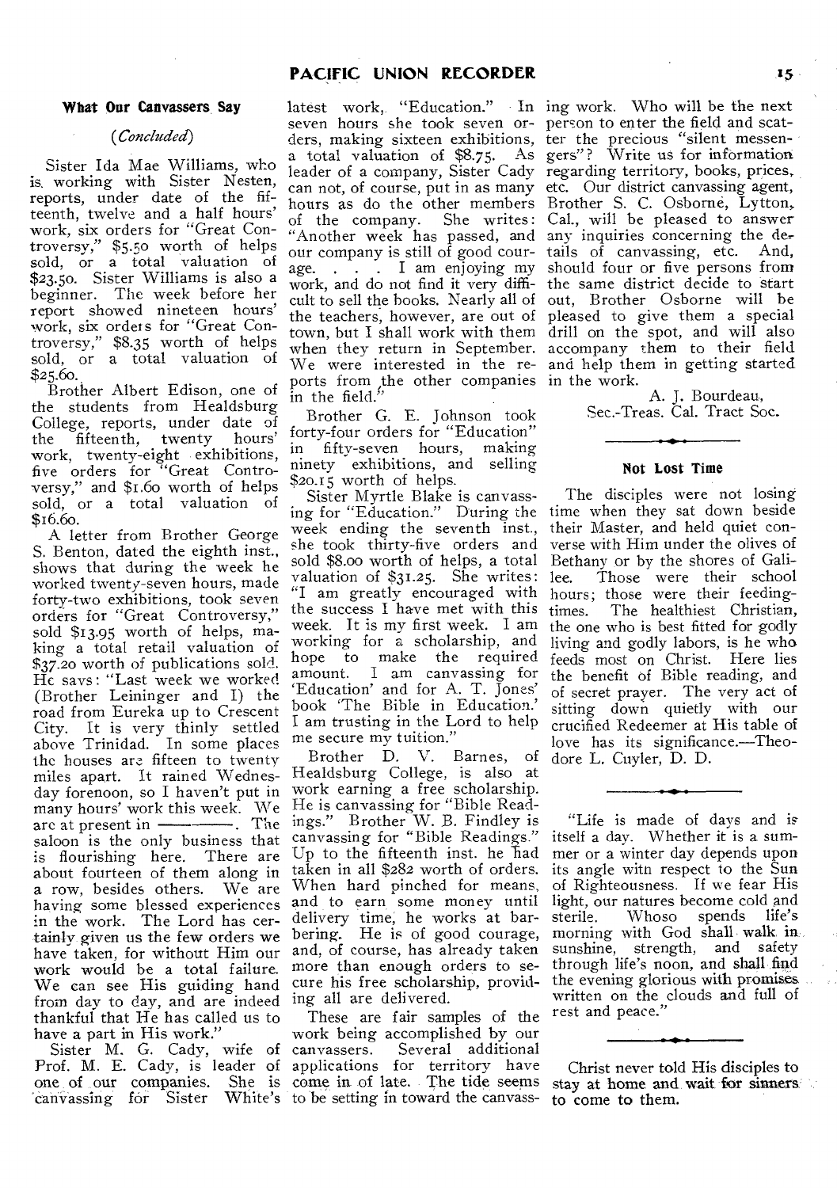### What Our Canvassers Say

*(Concluded)*

Sister Ida Mae Williams, who is working with Sister Nesten, reports, under date of the fifteenth, twelve and a half hours' work, six orders for "Great Controversy," $5.50 worth of helps sold, or a total valuation of $23.50. Sister Williams is also a beginner. The week before her report showed nineteen hours' work, six orders for "Great Controversy," $8.35 worth of helps sold, or a total valuation of $25.60.

Brother Albert Edison, one of the students from Healdsburg College, reports, under date of the fifteenth, twenty hours' work, twenty-eight exhibitions, five orders for "Great Controversy," and $1.60 worth of helps sold, or a total valuation of $16.60.

A letter from Brother George S. Benton, dated the eighth inst., shows that during the week he worked twenty-seven hours, made forty-two exhibitions, took seven orders for "Great Controversy," sold $13.95 worth of helps, making a total retail valuation of $37.20 worth of publications sold. He says: "Last week we worked (Brother Leininger and I) the road from Eureka up to Crescent City. It is very thinly settled above Trinidad. In some places the houses are fifteen to twenty miles apart. It rained Wednesday forenoon, so I haven't put in many hours' work this week. We are at present in ————. The saloon is the only business that is flourishing here. There are about fourteen of them along in a row, besides others. We are having some blessed experiences in the work. The Lord has certainly given us the few orders we have taken, for without Him our work would be a total failure. We can see His guiding hand from day to day, and are indeed thankful that He has called us to have a part in His work."

Sister M. G. Cady, wife of Prof. M. E. Cady, is leader of one of our companies. She is canvassing for Sister White's latest work, "Education." In seven hours she took seven orders, making sixteen exhibitions, a total valuation of $8.75. As leader of a company, Sister Cady can not, of course, put in as many hours as do the other members of the company. She writes: "Another week has passed, and our company is still of good courage. . . . I am enjoying my work, and do not find it very difficult to sell the books. Nearly all of the teachers, however, are out of town, but I shall work with them when they return in September. We were interested in the reports from the other companies in the field."

Brother G. E. Johnson took forty-four orders for "Education" in fifty-seven hours, making ninety exhibitions, and selling $20.15 worth of helps.

Sister Myrtle Blake is canvassing for "Education." During the week ending the seventh inst., she took thirty-five orders and sold $8.00 worth of helps, a total valuation of $31.25. She writes: "I am greatly encouraged with the success I have met with this week. It is my first week. I am working for a scholarship, and hope to make the required amount. I am canvassing for 'Education' and for A. T. Jones' book 'The Bible in Education.' I am trusting in the Lord to help me secure my tuition."

Brother D. V. Barnes, of Healdsburg College, is also at work earning a free scholarship. He is canvassing for "Bible Readings." Brother W. B. Findley is canvassing for "Bible Readings." Up to the fifteenth inst. he had taken in all $282 worth of orders. When hard pinched for means, and to earn some money until delivery time, he works at barbering. He is of good courage, and, of course, has already taken more than enough orders to secure his free scholarship, providing all are delivered.

These are fair samples of the work being accomplished by our canvassers. Several additional applications for territory have come in of late. The tide seems to be setting in toward the canvassing work. Who will be the next person to enter the field and scatter the precious "silent messengers"? Write us for information regarding territory, books, prices, etc. Our district canvassing agent, Brother S. C. Osborne, Lytton, Cal., will be pleased to answer any inquiries concerning the details of canvassing, etc. And, should four or five persons from the same district decide to start out, Brother Osborne will be pleased to give them a special drill on the spot, and will also accompany them to their field and help them in getting started in the work.

A. J. Bourdeau,
Sec.-Treas. Cal. Tract Soc.

---

### Not Lost Time

The disciples were not losing time when they sat down beside their Master, and held quiet converse with Him under the olives of Bethany or by the shores of Galilee. Those were their school hours; those were their feeding-times. The healthiest Christian, the one who is best fitted for godly living and godly labors, is he who feeds most on Christ. Here lies the benefit of Bible reading, and of secret prayer. The very act of sitting down quietly with our crucified Redeemer at His table of love has its significance.—Theodore L. Cuyler, D. D.

---

"Life is made of days and is itself a day. Whether it is a summer or a winter day depends upon its angle with respect to the Sun of Righteousness. If we fear His light, our natures become cold and sterile. Whoso spends life's morning with God shall walk in sunshine, strength, and safety through life's noon, and shall find the evening glorious with promises written on the clouds and full of rest and peace."

---

Christ never told His disciples to stay at home and wait for sinners to come to them.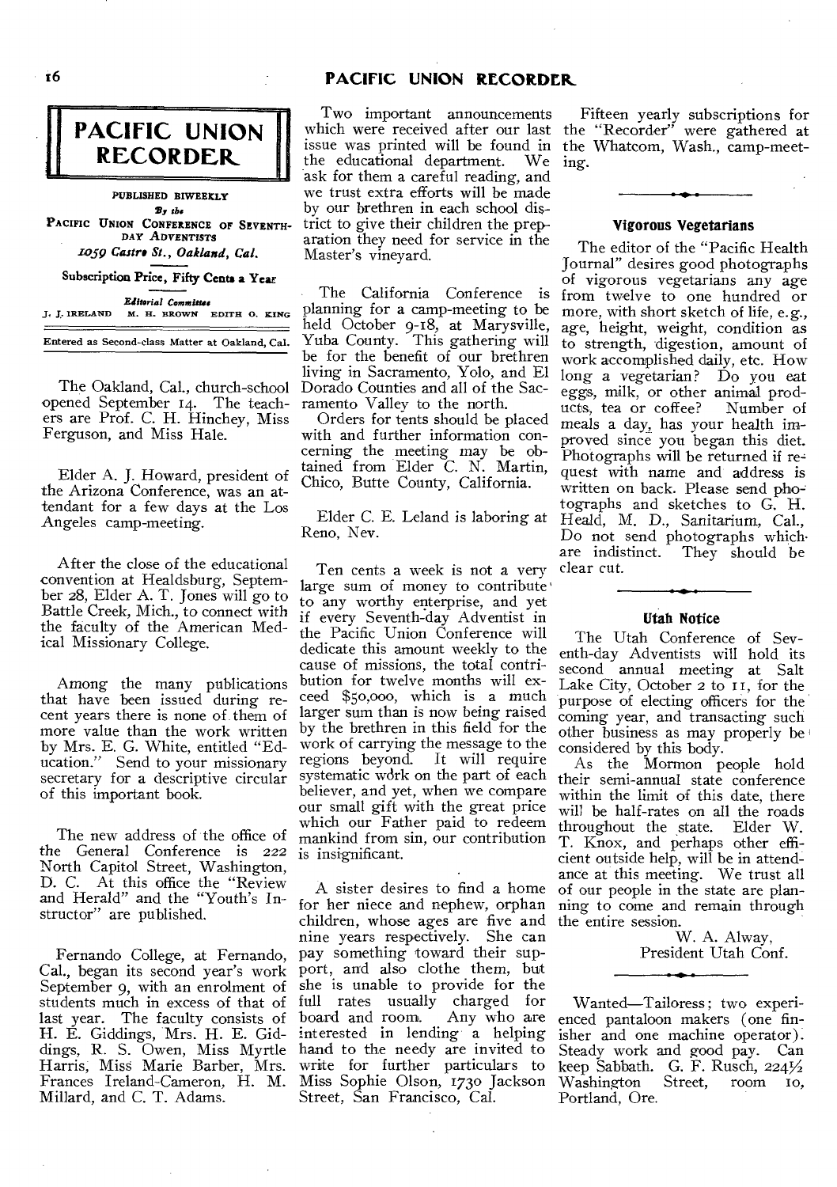# PACIFIC UNION RECORDER

PUBLISHED BIWEEKLY
*By the*
PACIFIC UNION CONFERENCE OF SEVENTH-DAY ADVENTISTS
*1059 Castro St., Oakland, Cal.*

Subscription Price, Fifty Cents a Year

*Editorial Committee*
J. J. IRELAND M. H. BROWN EDITH O. KING

Entered as Second-class Matter at Oakland, Cal.

The Oakland, Cal., church-school opened September 14. The teachers are Prof. C. H. Hinchey, Miss Ferguson, and Miss Hale.

Elder A. J. Howard, president of the Arizona Conference, was an attendant for a few days at the Los Angeles camp-meeting.

After the close of the educational convention at Healdsburg, September 28, Elder A. T. Jones will go to Battle Creek, Mich., to connect with the faculty of the American Medical Missionary College.

Among the many publications that have been issued during recent years there is none of them of more value than the work written by Mrs. E. G. White, entitled "Education." Send to your missionary secretary for a descriptive circular of this important book.

The new address of the office of the General Conference is 222 North Capitol Street, Washington, D. C. At this office the "Review and Herald" and the "Youth's Instructor" are published.

Fernando College, at Fernando, Cal., began its second year's work September 9, with an enrolment of students much in excess of that of last year. The faculty consists of H. E. Giddings, Mrs. H. E. Giddings, R. S. Owen, Miss Myrtle Harris, Miss Marie Barber, Mrs. Frances Ireland-Cameron, H. M. Millard, and C. T. Adams.

Two important announcements which were received after our last issue was printed will be found in the educational department. We ask for them a careful reading, and we trust extra efforts will be made by our brethren in each school district to give their children the preparation they need for service in the Master's vineyard.

The California Conference is planning for a camp-meeting to be held October 9-18, at Marysville, Yuba County. This gathering will be for the benefit of our brethren living in Sacramento, Yolo, and El Dorado Counties and all of the Sacramento Valley to the north.

Orders for tents should be placed with and further information concerning the meeting may be obtained from Elder C. N. Martin, Chico, Butte County, California.

Elder C. E. Leland is laboring at Reno, Nev.

Ten cents a week is not a very large sum of money to contribute to any worthy enterprise, and yet if every Seventh-day Adventist in the Pacific Union Conference will dedicate this amount weekly to the cause of missions, the total contribution for twelve months will exceed $50,000, which is a much larger sum than is now being raised by the brethren in this field for the work of carrying the message to the regions beyond. It will require systematic work on the part of each believer, and yet, when we compare our small gift with the great price which our Father paid to redeem mankind from sin, our contribution is insignificant.

A sister desires to find a home for her niece and nephew, orphan children, whose ages are five and nine years respectively. She can pay something toward their support, and also clothe them, but she is unable to provide for the full rates usually charged for board and room. Any who are interested in lending a helping hand to the needy are invited to write for further particulars to Miss Sophie Olson, 1730 Jackson Street, San Francisco, Cal.

Fifteen yearly subscriptions for the "Recorder" were gathered at the Whatcom, Wash., camp-meeting.

### Vigorous Vegetarians

The editor of the "Pacific Health Journal" desires good photographs of vigorous vegetarians any age from twelve to one hundred or more, with short sketch of life, e.g., age, height, weight, condition as to strength, digestion, amount of work accomplished daily, etc. How long a vegetarian? Do you eat eggs, milk, or other animal products, tea or coffee? Number of meals a day, has your health improved since you began this diet. Photographs will be returned if request with name and address is written on back. Please send photographs and sketches to G. H. Heald, M. D., Sanitarium, Cal., Do not send photographs which are indistinct. They should be clear cut.

### Utah Notice

The Utah Conference of Seventh-day Adventists will hold its second annual meeting at Salt Lake City, October 2 to 11, for the purpose of electing officers for the coming year, and transacting such other business as may properly be considered by this body.

As the Mormon people hold their semi-annual state conference within the limit of this date, there will be half-rates on all the roads throughout the state. Elder W. T. Knox, and perhaps other efficient outside help, will be in attendance at this meeting. We trust all of our people in the state are planning to come and remain through the entire session.

W. A. Alway,
President Utah Conf.

Wanted—Tailoress; two experienced pantaloon makers (one finisher and one machine operator). Steady work and good pay. Can keep Sabbath. G. F. Rusch, 224½ Washington Street, room 10, Portland, Ore.